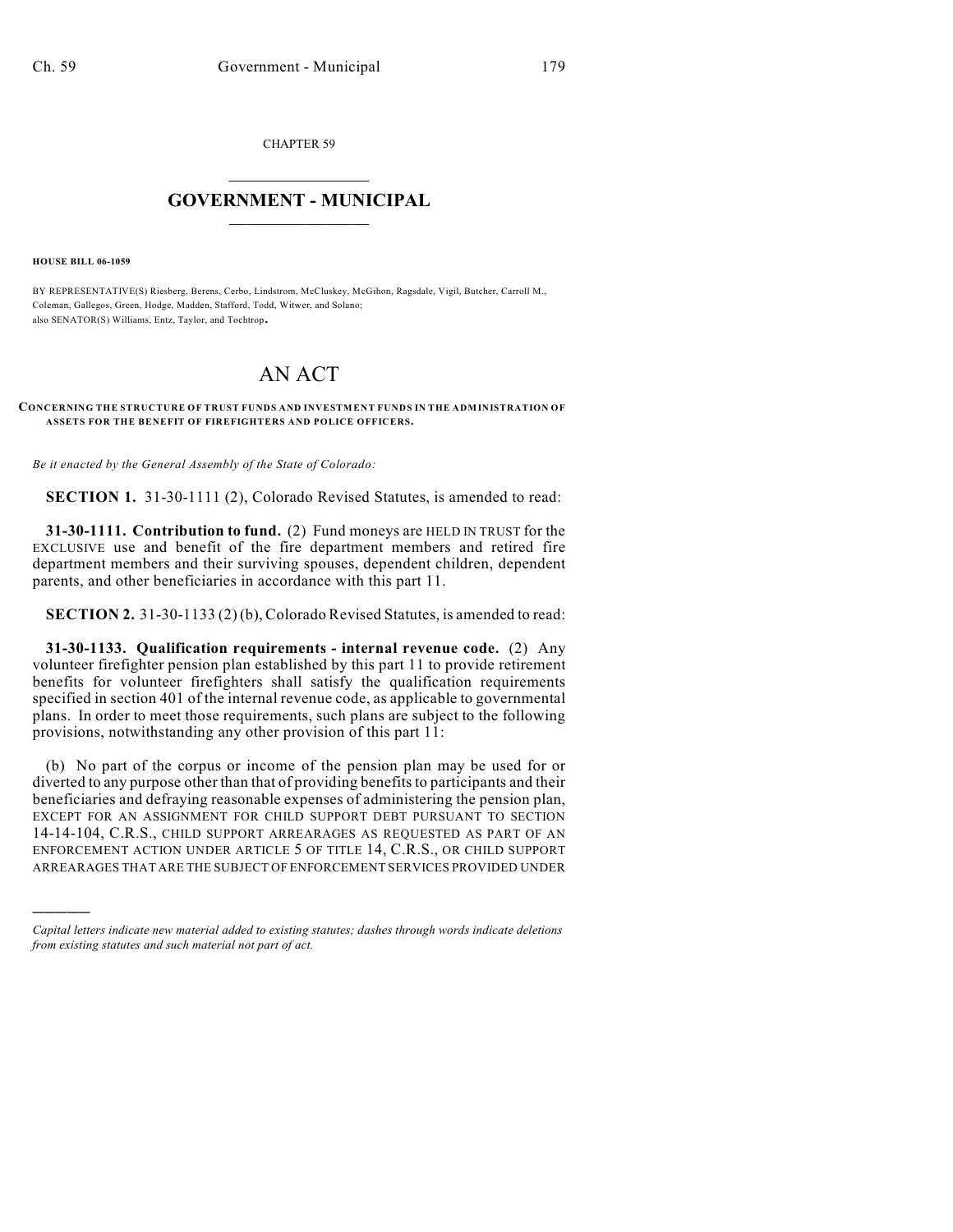CHAPTER 59

# GOVERNMENT - MUNICIPAL

**HOUSE BILL 06-1059**

BY REPRESENTATIVE(S) Riesberg, Berens, Cerbo, Lindstrom, McCluskey, McGihon, Ragsdale, Vigil, Butcher, Carroll M., Coleman, Gallegos, Green, Hodge, Madden, Stafford, Todd, Witwer, and Solano;
also SENATOR(S) Williams, Entz, Taylor, and Tochtrop.

# AN ACT

**CONCERNING THE STRUCTURE OF TRUST FUNDS AND INVESTMENT FUNDS IN THE ADMINISTRATION OF ASSETS FOR THE BENEFIT OF FIREFIGHTERS AND POLICE OFFICERS.**

*Be it enacted by the General Assembly of the State of Colorado:*

**SECTION 1.** 31-30-1111 (2), Colorado Revised Statutes, is amended to read:

**31-30-1111. Contribution to fund.** (2) Fund moneys are HELD IN TRUST for the EXCLUSIVE use and benefit of the fire department members and retired fire department members and their surviving spouses, dependent children, dependent parents, and other beneficiaries in accordance with this part 11.

**SECTION 2.** 31-30-1133 (2) (b), Colorado Revised Statutes, is amended to read:

**31-30-1133. Qualification requirements - internal revenue code.** (2) Any volunteer firefighter pension plan established by this part 11 to provide retirement benefits for volunteer firefighters shall satisfy the qualification requirements specified in section 401 of the internal revenue code, as applicable to governmental plans. In order to meet those requirements, such plans are subject to the following provisions, notwithstanding any other provision of this part 11:

(b) No part of the corpus or income of the pension plan may be used for or diverted to any purpose other than that of providing benefits to participants and their beneficiaries and defraying reasonable expenses of administering the pension plan, EXCEPT FOR AN ASSIGNMENT FOR CHILD SUPPORT DEBT PURSUANT TO SECTION 14-14-104, C.R.S., CHILD SUPPORT ARREARAGES AS REQUESTED AS PART OF AN ENFORCEMENT ACTION UNDER ARTICLE 5 OF TITLE 14, C.R.S., OR CHILD SUPPORT ARREARAGES THAT ARE THE SUBJECT OF ENFORCEMENT SERVICES PROVIDED UNDER

---

*Capital letters indicate new material added to existing statutes; dashes through words indicate deletions from existing statutes and such material not part of act.*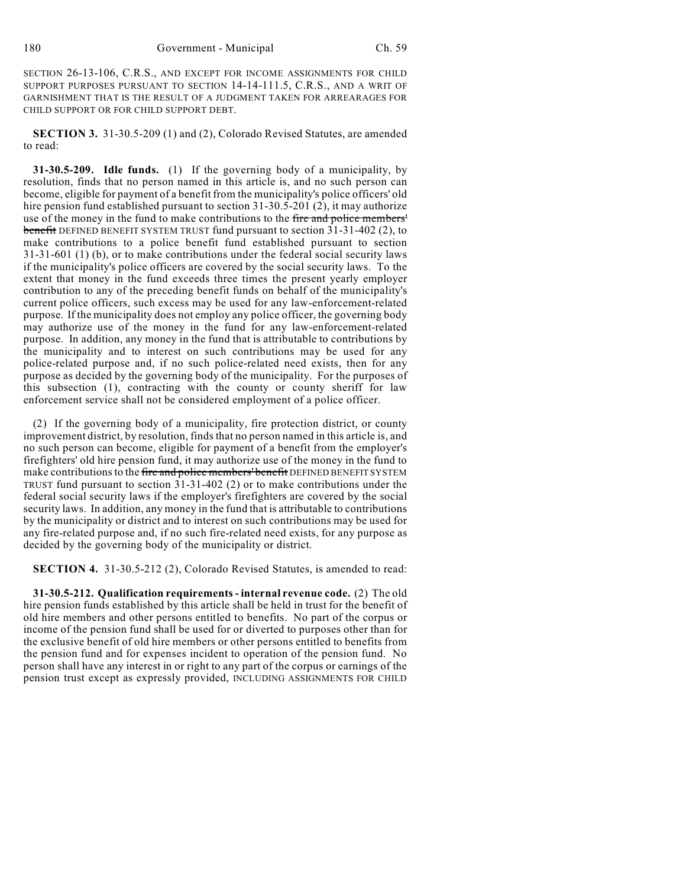SECTION 26-13-106, C.R.S., AND EXCEPT FOR INCOME ASSIGNMENTS FOR CHILD SUPPORT PURPOSES PURSUANT TO SECTION 14-14-111.5, C.R.S., AND A WRIT OF GARNISHMENT THAT IS THE RESULT OF A JUDGMENT TAKEN FOR ARREARAGES FOR CHILD SUPPORT OR FOR CHILD SUPPORT DEBT.

**SECTION 3.** 31-30.5-209 (1) and (2), Colorado Revised Statutes, are amended to read:

**31-30.5-209. Idle funds.** (1) If the governing body of a municipality, by resolution, finds that no person named in this article is, and no such person can become, eligible for payment of a benefit from the municipality's police officers' old hire pension fund established pursuant to section 31-30.5-201 (2), it may authorize use of the money in the fund to make contributions to the ~~fire and police members' benefit~~ DEFINED BENEFIT SYSTEM TRUST fund pursuant to section 31-31-402 (2), to make contributions to a police benefit fund established pursuant to section 31-31-601 (1) (b), or to make contributions under the federal social security laws if the municipality's police officers are covered by the social security laws. To the extent that money in the fund exceeds three times the present yearly employer contribution to any of the preceding benefit funds on behalf of the municipality's current police officers, such excess may be used for any law-enforcement-related purpose. If the municipality does not employ any police officer, the governing body may authorize use of the money in the fund for any law-enforcement-related purpose. In addition, any money in the fund that is attributable to contributions by the municipality and to interest on such contributions may be used for any police-related purpose and, if no such police-related need exists, then for any purpose as decided by the governing body of the municipality. For the purposes of this subsection (1), contracting with the county or county sheriff for law enforcement service shall not be considered employment of a police officer.

(2) If the governing body of a municipality, fire protection district, or county improvement district, by resolution, finds that no person named in this article is, and no such person can become, eligible for payment of a benefit from the employer's firefighters' old hire pension fund, it may authorize use of the money in the fund to make contributions to the ~~fire and police members' benefit~~ DEFINED BENEFIT SYSTEM TRUST fund pursuant to section 31-31-402 (2) or to make contributions under the federal social security laws if the employer's firefighters are covered by the social security laws. In addition, any money in the fund that is attributable to contributions by the municipality or district and to interest on such contributions may be used for any fire-related purpose and, if no such fire-related need exists, for any purpose as decided by the governing body of the municipality or district.

**SECTION 4.** 31-30.5-212 (2), Colorado Revised Statutes, is amended to read:

**31-30.5-212. Qualification requirements - internal revenue code.** (2) The old hire pension funds established by this article shall be held in trust for the benefit of old hire members and other persons entitled to benefits. No part of the corpus or income of the pension fund shall be used for or diverted to purposes other than for the exclusive benefit of old hire members or other persons entitled to benefits from the pension fund and for expenses incident to operation of the pension fund. No person shall have any interest in or right to any part of the corpus or earnings of the pension trust except as expressly provided, INCLUDING ASSIGNMENTS FOR CHILD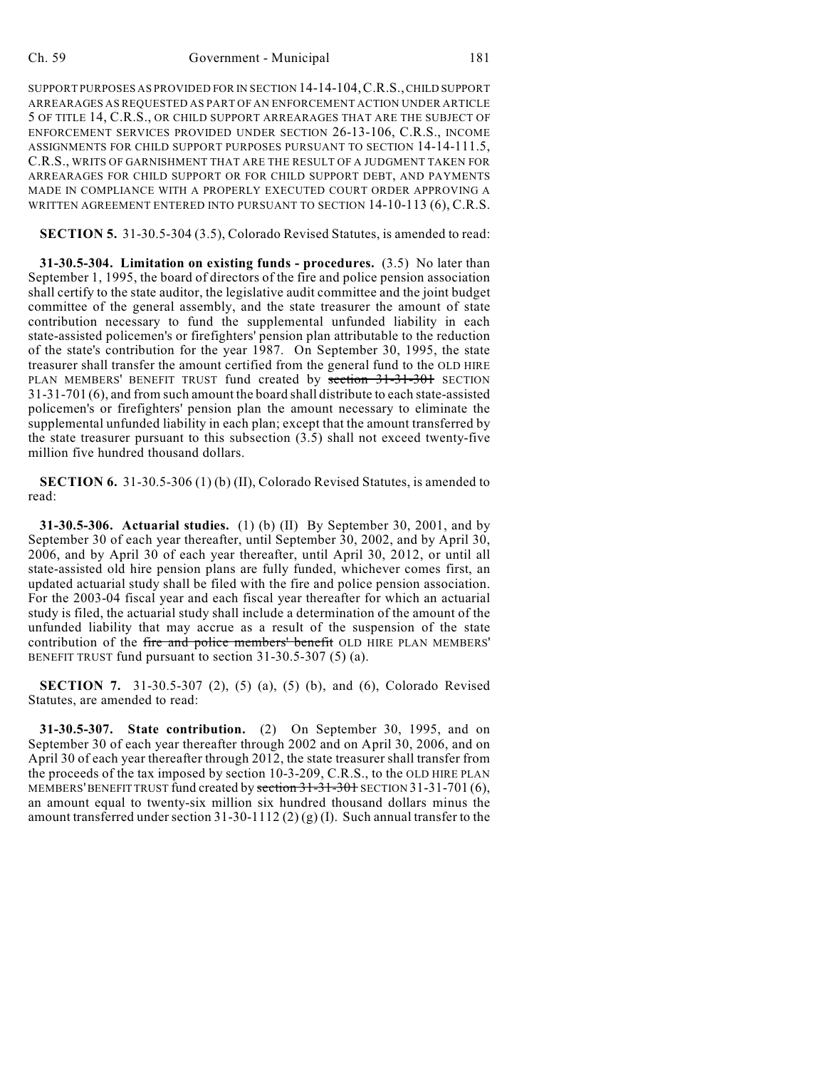SUPPORT PURPOSES AS PROVIDED FOR IN SECTION 14-14-104, C.R.S., CHILD SUPPORT ARREARAGES AS REQUESTED AS PART OF AN ENFORCEMENT ACTION UNDER ARTICLE 5 OF TITLE 14, C.R.S., OR CHILD SUPPORT ARREARAGES THAT ARE THE SUBJECT OF ENFORCEMENT SERVICES PROVIDED UNDER SECTION 26-13-106, C.R.S., INCOME ASSIGNMENTS FOR CHILD SUPPORT PURPOSES PURSUANT TO SECTION 14-14-111.5, C.R.S., WRITS OF GARNISHMENT THAT ARE THE RESULT OF A JUDGMENT TAKEN FOR ARREARAGES FOR CHILD SUPPORT OR FOR CHILD SUPPORT DEBT, AND PAYMENTS MADE IN COMPLIANCE WITH A PROPERLY EXECUTED COURT ORDER APPROVING A WRITTEN AGREEMENT ENTERED INTO PURSUANT TO SECTION 14-10-113 (6), C.R.S.

**SECTION 5.** 31-30.5-304 (3.5), Colorado Revised Statutes, is amended to read:

**31-30.5-304. Limitation on existing funds - procedures.** (3.5) No later than September 1, 1995, the board of directors of the fire and police pension association shall certify to the state auditor, the legislative audit committee and the joint budget committee of the general assembly, and the state treasurer the amount of state contribution necessary to fund the supplemental unfunded liability in each state-assisted policemen's or firefighters' pension plan attributable to the reduction of the state's contribution for the year 1987. On September 30, 1995, the state treasurer shall transfer the amount certified from the general fund to the OLD HIRE PLAN MEMBERS' BENEFIT TRUST fund created by ~~section 31-31-301~~ SECTION 31-31-701 (6), and from such amount the board shall distribute to each state-assisted policemen's or firefighters' pension plan the amount necessary to eliminate the supplemental unfunded liability in each plan; except that the amount transferred by the state treasurer pursuant to this subsection (3.5) shall not exceed twenty-five million five hundred thousand dollars.

**SECTION 6.** 31-30.5-306 (1) (b) (II), Colorado Revised Statutes, is amended to read:

**31-30.5-306. Actuarial studies.** (1) (b) (II) By September 30, 2001, and by September 30 of each year thereafter, until September 30, 2002, and by April 30, 2006, and by April 30 of each year thereafter, until April 30, 2012, or until all state-assisted old hire pension plans are fully funded, whichever comes first, an updated actuarial study shall be filed with the fire and police pension association. For the 2003-04 fiscal year and each fiscal year thereafter for which an actuarial study is filed, the actuarial study shall include a determination of the amount of the unfunded liability that may accrue as a result of the suspension of the state contribution of the ~~fire and police members' benefit~~ OLD HIRE PLAN MEMBERS' BENEFIT TRUST fund pursuant to section 31-30.5-307 (5) (a).

**SECTION 7.** 31-30.5-307 (2), (5) (a), (5) (b), and (6), Colorado Revised Statutes, are amended to read:

**31-30.5-307. State contribution.** (2) On September 30, 1995, and on September 30 of each year thereafter through 2002 and on April 30, 2006, and on April 30 of each year thereafter through 2012, the state treasurer shall transfer from the proceeds of the tax imposed by section 10-3-209, C.R.S., to the OLD HIRE PLAN MEMBERS' BENEFIT TRUST fund created by ~~section 31-31-301~~ SECTION 31-31-701 (6), an amount equal to twenty-six million six hundred thousand dollars minus the amount transferred under section 31-30-1112 (2) (g) (I). Such annual transfer to the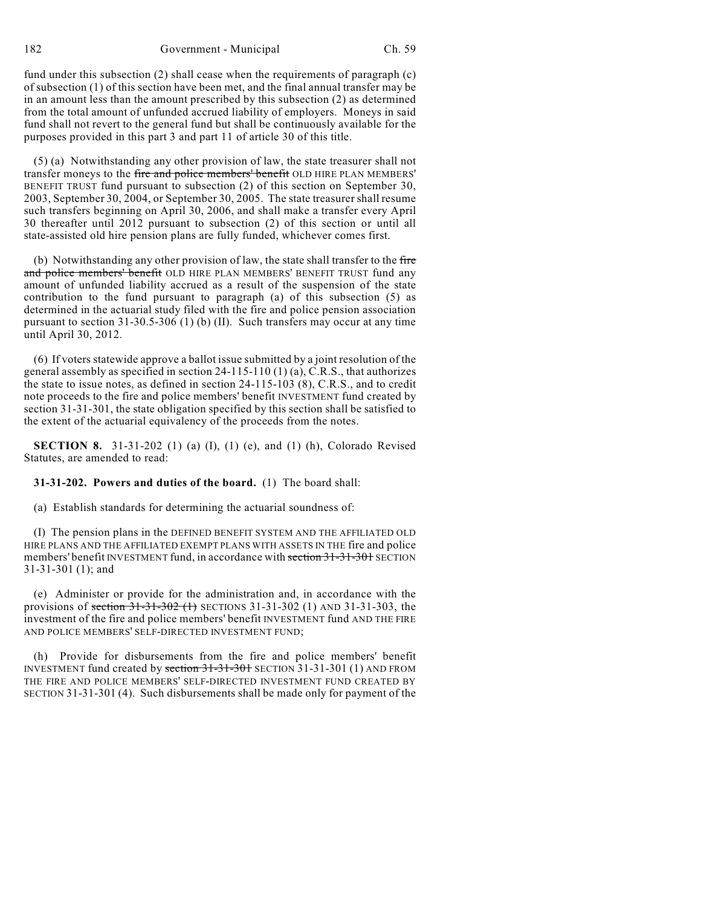fund under this subsection (2) shall cease when the requirements of paragraph (c) of subsection (1) of this section have been met, and the final annual transfer may be in an amount less than the amount prescribed by this subsection (2) as determined from the total amount of unfunded accrued liability of employers. Moneys in said fund shall not revert to the general fund but shall be continuously available for the purposes provided in this part 3 and part 11 of article 30 of this title.

(5) (a) Notwithstanding any other provision of law, the state treasurer shall not transfer moneys to the ~~fire and police members' benefit~~ OLD HIRE PLAN MEMBERS' BENEFIT TRUST fund pursuant to subsection (2) of this section on September 30, 2003, September 30, 2004, or September 30, 2005. The state treasurer shall resume such transfers beginning on April 30, 2006, and shall make a transfer every April 30 thereafter until 2012 pursuant to subsection (2) of this section or until all state-assisted old hire pension plans are fully funded, whichever comes first.

(b) Notwithstanding any other provision of law, the state shall transfer to the ~~fire and police members' benefit~~ OLD HIRE PLAN MEMBERS' BENEFIT TRUST fund any amount of unfunded liability accrued as a result of the suspension of the state contribution to the fund pursuant to paragraph (a) of this subsection (5) as determined in the actuarial study filed with the fire and police pension association pursuant to section 31-30.5-306 (1) (b) (II). Such transfers may occur at any time until April 30, 2012.

(6) If voters statewide approve a ballot issue submitted by a joint resolution of the general assembly as specified in section 24-115-110 (1) (a), C.R.S., that authorizes the state to issue notes, as defined in section 24-115-103 (8), C.R.S., and to credit note proceeds to the fire and police members' benefit INVESTMENT fund created by section 31-31-301, the state obligation specified by this section shall be satisfied to the extent of the actuarial equivalency of the proceeds from the notes.

**SECTION 8.** 31-31-202 (1) (a) (I), (1) (e), and (1) (h), Colorado Revised Statutes, are amended to read:

**31-31-202. Powers and duties of the board.** (1) The board shall:

(a) Establish standards for determining the actuarial soundness of:

(I) The pension plans in the DEFINED BENEFIT SYSTEM AND THE AFFILIATED OLD HIRE PLANS AND THE AFFILIATED EXEMPT PLANS WITH ASSETS IN THE fire and police members' benefit INVESTMENT fund, in accordance with ~~section 31-31-301~~ SECTION 31-31-301 (1); and

(e) Administer or provide for the administration and, in accordance with the provisions of ~~section 31-31-302 (1)~~ SECTIONS 31-31-302 (1) AND 31-31-303, the investment of the fire and police members' benefit INVESTMENT fund AND THE FIRE AND POLICE MEMBERS' SELF-DIRECTED INVESTMENT FUND;

(h) Provide for disbursements from the fire and police members' benefit INVESTMENT fund created by ~~section 31-31-301~~ SECTION 31-31-301 (1) AND FROM THE FIRE AND POLICE MEMBERS' SELF-DIRECTED INVESTMENT FUND CREATED BY SECTION 31-31-301 (4). Such disbursements shall be made only for payment of the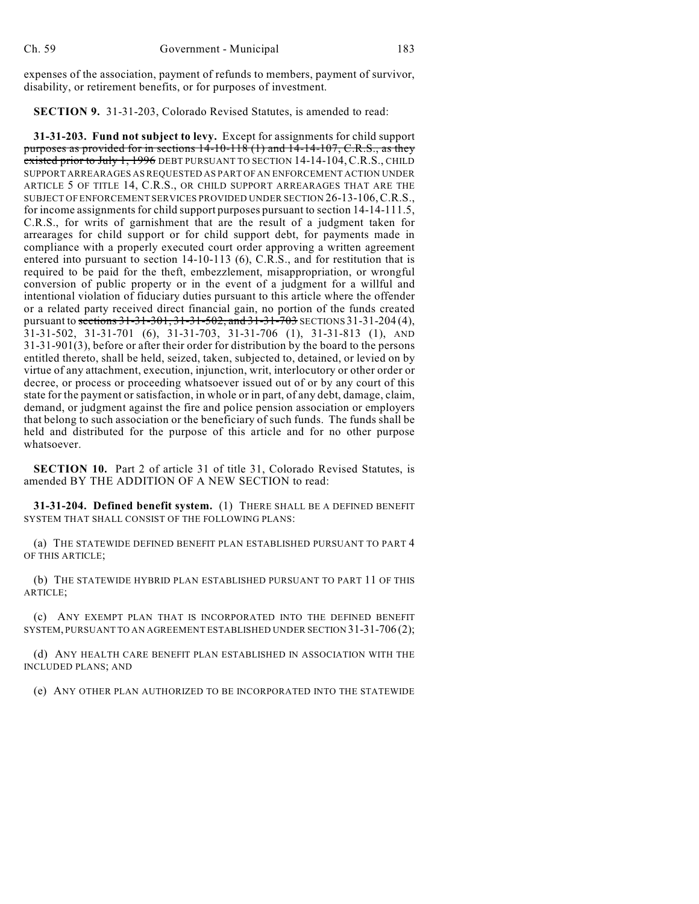expenses of the association, payment of refunds to members, payment of survivor, disability, or retirement benefits, or for purposes of investment.

**SECTION 9.** 31-31-203, Colorado Revised Statutes, is amended to read:

**31-31-203. Fund not subject to levy.** Except for assignments for child support ~~purposes as provided for in sections 14-10-118 (1) and 14-14-107, C.R.S., as they existed prior to July 1, 1996~~ DEBT PURSUANT TO SECTION 14-14-104, C.R.S., CHILD SUPPORT ARREARAGES AS REQUESTED AS PART OF AN ENFORCEMENT ACTION UNDER ARTICLE 5 OF TITLE 14, C.R.S., OR CHILD SUPPORT ARREARAGES THAT ARE THE SUBJECT OF ENFORCEMENT SERVICES PROVIDED UNDER SECTION 26-13-106, C.R.S., for income assignments for child support purposes pursuant to section 14-14-111.5, C.R.S., for writs of garnishment that are the result of a judgment taken for arrearages for child support or for child support debt, for payments made in compliance with a properly executed court order approving a written agreement entered into pursuant to section 14-10-113 (6), C.R.S., and for restitution that is required to be paid for the theft, embezzlement, misappropriation, or wrongful conversion of public property or in the event of a judgment for a willful and intentional violation of fiduciary duties pursuant to this article where the offender or a related party received direct financial gain, no portion of the funds created pursuant to ~~sections 31-31-301, 31-31-502, and 31-31-703~~ SECTIONS 31-31-204 (4), 31-31-502, 31-31-701 (6), 31-31-703, 31-31-706 (1), 31-31-813 (1), AND 31-31-901(3), before or after their order for distribution by the board to the persons entitled thereto, shall be held, seized, taken, subjected to, detained, or levied on by virtue of any attachment, execution, injunction, writ, interlocutory or other order or decree, or process or proceeding whatsoever issued out of or by any court of this state for the payment or satisfaction, in whole or in part, of any debt, damage, claim, demand, or judgment against the fire and police pension association or employers that belong to such association or the beneficiary of such funds. The funds shall be held and distributed for the purpose of this article and for no other purpose whatsoever.

**SECTION 10.** Part 2 of article 31 of title 31, Colorado Revised Statutes, is amended BY THE ADDITION OF A NEW SECTION to read:

**31-31-204. Defined benefit system.** (1) THERE SHALL BE A DEFINED BENEFIT SYSTEM THAT SHALL CONSIST OF THE FOLLOWING PLANS:

(a) THE STATEWIDE DEFINED BENEFIT PLAN ESTABLISHED PURSUANT TO PART 4 OF THIS ARTICLE;

(b) THE STATEWIDE HYBRID PLAN ESTABLISHED PURSUANT TO PART 11 OF THIS ARTICLE;

(c) ANY EXEMPT PLAN THAT IS INCORPORATED INTO THE DEFINED BENEFIT SYSTEM, PURSUANT TO AN AGREEMENT ESTABLISHED UNDER SECTION 31-31-706(2);

(d) ANY HEALTH CARE BENEFIT PLAN ESTABLISHED IN ASSOCIATION WITH THE INCLUDED PLANS; AND

(e) ANY OTHER PLAN AUTHORIZED TO BE INCORPORATED INTO THE STATEWIDE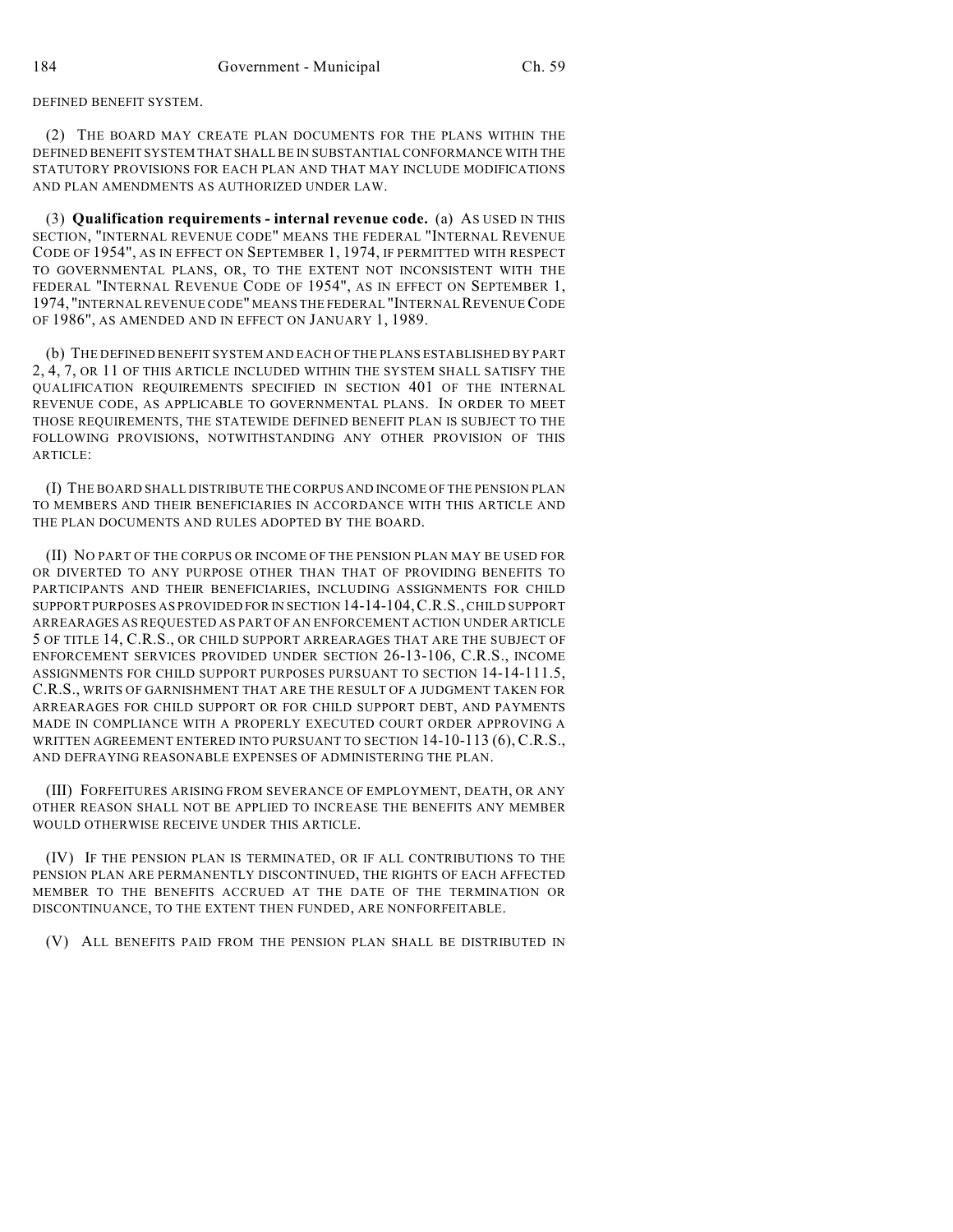DEFINED BENEFIT SYSTEM.

(2) THE BOARD MAY CREATE PLAN DOCUMENTS FOR THE PLANS WITHIN THE DEFINED BENEFIT SYSTEM THAT SHALL BE IN SUBSTANTIAL CONFORMANCE WITH THE STATUTORY PROVISIONS FOR EACH PLAN AND THAT MAY INCLUDE MODIFICATIONS AND PLAN AMENDMENTS AS AUTHORIZED UNDER LAW.

(3) **Qualification requirements - internal revenue code.** (a) AS USED IN THIS SECTION, "INTERNAL REVENUE CODE" MEANS THE FEDERAL "INTERNAL REVENUE CODE OF 1954", AS IN EFFECT ON SEPTEMBER 1, 1974, IF PERMITTED WITH RESPECT TO GOVERNMENTAL PLANS, OR, TO THE EXTENT NOT INCONSISTENT WITH THE FEDERAL "INTERNAL REVENUE CODE OF 1954", AS IN EFFECT ON SEPTEMBER 1, 1974, "INTERNAL REVENUE CODE" MEANS THE FEDERAL "INTERNAL REVENUE CODE OF 1986", AS AMENDED AND IN EFFECT ON JANUARY 1, 1989.

(b) THE DEFINED BENEFIT SYSTEM AND EACH OF THE PLANS ESTABLISHED BY PART 2, 4, 7, OR 11 OF THIS ARTICLE INCLUDED WITHIN THE SYSTEM SHALL SATISFY THE QUALIFICATION REQUIREMENTS SPECIFIED IN SECTION 401 OF THE INTERNAL REVENUE CODE, AS APPLICABLE TO GOVERNMENTAL PLANS. IN ORDER TO MEET THOSE REQUIREMENTS, THE STATEWIDE DEFINED BENEFIT PLAN IS SUBJECT TO THE FOLLOWING PROVISIONS, NOTWITHSTANDING ANY OTHER PROVISION OF THIS ARTICLE:

(I) THE BOARD SHALL DISTRIBUTE THE CORPUS AND INCOME OF THE PENSION PLAN TO MEMBERS AND THEIR BENEFICIARIES IN ACCORDANCE WITH THIS ARTICLE AND THE PLAN DOCUMENTS AND RULES ADOPTED BY THE BOARD.

(II) NO PART OF THE CORPUS OR INCOME OF THE PENSION PLAN MAY BE USED FOR OR DIVERTED TO ANY PURPOSE OTHER THAN THAT OF PROVIDING BENEFITS TO PARTICIPANTS AND THEIR BENEFICIARIES, INCLUDING ASSIGNMENTS FOR CHILD SUPPORT PURPOSES AS PROVIDED FOR IN SECTION 14-14-104, C.R.S., CHILD SUPPORT ARREARAGES AS REQUESTED AS PART OF AN ENFORCEMENT ACTION UNDER ARTICLE 5 OF TITLE 14, C.R.S., OR CHILD SUPPORT ARREARAGES THAT ARE THE SUBJECT OF ENFORCEMENT SERVICES PROVIDED UNDER SECTION 26-13-106, C.R.S., INCOME ASSIGNMENTS FOR CHILD SUPPORT PURPOSES PURSUANT TO SECTION 14-14-111.5, C.R.S., WRITS OF GARNISHMENT THAT ARE THE RESULT OF A JUDGMENT TAKEN FOR ARREARAGES FOR CHILD SUPPORT OR FOR CHILD SUPPORT DEBT, AND PAYMENTS MADE IN COMPLIANCE WITH A PROPERLY EXECUTED COURT ORDER APPROVING A WRITTEN AGREEMENT ENTERED INTO PURSUANT TO SECTION 14-10-113 (6), C.R.S., AND DEFRAYING REASONABLE EXPENSES OF ADMINISTERING THE PLAN.

(III) FORFEITURES ARISING FROM SEVERANCE OF EMPLOYMENT, DEATH, OR ANY OTHER REASON SHALL NOT BE APPLIED TO INCREASE THE BENEFITS ANY MEMBER WOULD OTHERWISE RECEIVE UNDER THIS ARTICLE.

(IV) IF THE PENSION PLAN IS TERMINATED, OR IF ALL CONTRIBUTIONS TO THE PENSION PLAN ARE PERMANENTLY DISCONTINUED, THE RIGHTS OF EACH AFFECTED MEMBER TO THE BENEFITS ACCRUED AT THE DATE OF THE TERMINATION OR DISCONTINUANCE, TO THE EXTENT THEN FUNDED, ARE NONFORFEITABLE.

(V) ALL BENEFITS PAID FROM THE PENSION PLAN SHALL BE DISTRIBUTED IN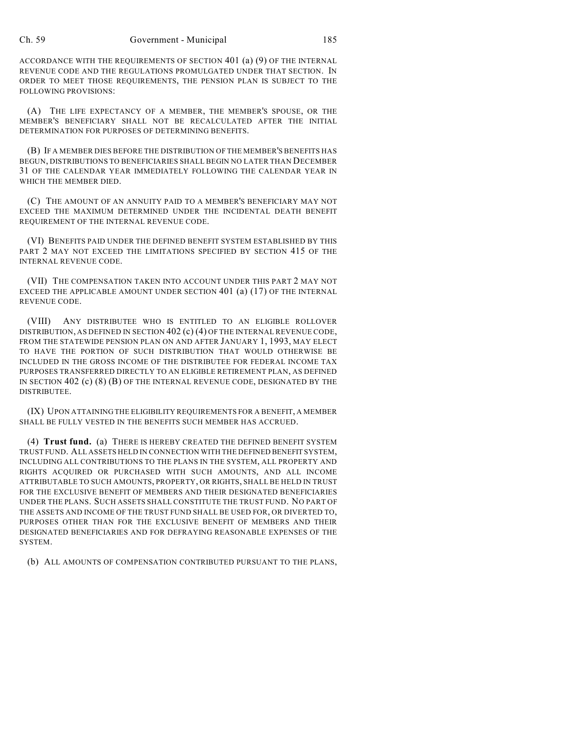ACCORDANCE WITH THE REQUIREMENTS OF SECTION 401 (a) (9) OF THE INTERNAL REVENUE CODE AND THE REGULATIONS PROMULGATED UNDER THAT SECTION. IN ORDER TO MEET THOSE REQUIREMENTS, THE PENSION PLAN IS SUBJECT TO THE FOLLOWING PROVISIONS:

(A) THE LIFE EXPECTANCY OF A MEMBER, THE MEMBER'S SPOUSE, OR THE MEMBER'S BENEFICIARY SHALL NOT BE RECALCULATED AFTER THE INITIAL DETERMINATION FOR PURPOSES OF DETERMINING BENEFITS.

(B) IF A MEMBER DIES BEFORE THE DISTRIBUTION OF THE MEMBER'S BENEFITS HAS BEGUN, DISTRIBUTIONS TO BENEFICIARIES SHALL BEGIN NO LATER THAN DECEMBER 31 OF THE CALENDAR YEAR IMMEDIATELY FOLLOWING THE CALENDAR YEAR IN WHICH THE MEMBER DIED.

(C) THE AMOUNT OF AN ANNUITY PAID TO A MEMBER'S BENEFICIARY MAY NOT EXCEED THE MAXIMUM DETERMINED UNDER THE INCIDENTAL DEATH BENEFIT REQUIREMENT OF THE INTERNAL REVENUE CODE.

(VI) BENEFITS PAID UNDER THE DEFINED BENEFIT SYSTEM ESTABLISHED BY THIS PART 2 MAY NOT EXCEED THE LIMITATIONS SPECIFIED BY SECTION 415 OF THE INTERNAL REVENUE CODE.

(VII) THE COMPENSATION TAKEN INTO ACCOUNT UNDER THIS PART 2 MAY NOT EXCEED THE APPLICABLE AMOUNT UNDER SECTION 401 (a) (17) OF THE INTERNAL REVENUE CODE.

(VIII) ANY DISTRIBUTEE WHO IS ENTITLED TO AN ELIGIBLE ROLLOVER DISTRIBUTION, AS DEFINED IN SECTION 402 (c) (4) OF THE INTERNAL REVENUE CODE, FROM THE STATEWIDE PENSION PLAN ON AND AFTER JANUARY 1, 1993, MAY ELECT TO HAVE THE PORTION OF SUCH DISTRIBUTION THAT WOULD OTHERWISE BE INCLUDED IN THE GROSS INCOME OF THE DISTRIBUTEE FOR FEDERAL INCOME TAX PURPOSES TRANSFERRED DIRECTLY TO AN ELIGIBLE RETIREMENT PLAN, AS DEFINED IN SECTION 402 (c) (8) (B) OF THE INTERNAL REVENUE CODE, DESIGNATED BY THE DISTRIBUTEE.

(IX) UPON ATTAINING THE ELIGIBILITY REQUIREMENTS FOR A BENEFIT, A MEMBER SHALL BE FULLY VESTED IN THE BENEFITS SUCH MEMBER HAS ACCRUED.

(4) **Trust fund.** (a) THERE IS HEREBY CREATED THE DEFINED BENEFIT SYSTEM TRUST FUND. ALL ASSETS HELD IN CONNECTION WITH THE DEFINED BENEFIT SYSTEM, INCLUDING ALL CONTRIBUTIONS TO THE PLANS IN THE SYSTEM, ALL PROPERTY AND RIGHTS ACQUIRED OR PURCHASED WITH SUCH AMOUNTS, AND ALL INCOME ATTRIBUTABLE TO SUCH AMOUNTS, PROPERTY, OR RIGHTS, SHALL BE HELD IN TRUST FOR THE EXCLUSIVE BENEFIT OF MEMBERS AND THEIR DESIGNATED BENEFICIARIES UNDER THE PLANS. SUCH ASSETS SHALL CONSTITUTE THE TRUST FUND. NO PART OF THE ASSETS AND INCOME OF THE TRUST FUND SHALL BE USED FOR, OR DIVERTED TO, PURPOSES OTHER THAN FOR THE EXCLUSIVE BENEFIT OF MEMBERS AND THEIR DESIGNATED BENEFICIARIES AND FOR DEFRAYING REASONABLE EXPENSES OF THE SYSTEM.

(b) ALL AMOUNTS OF COMPENSATION CONTRIBUTED PURSUANT TO THE PLANS,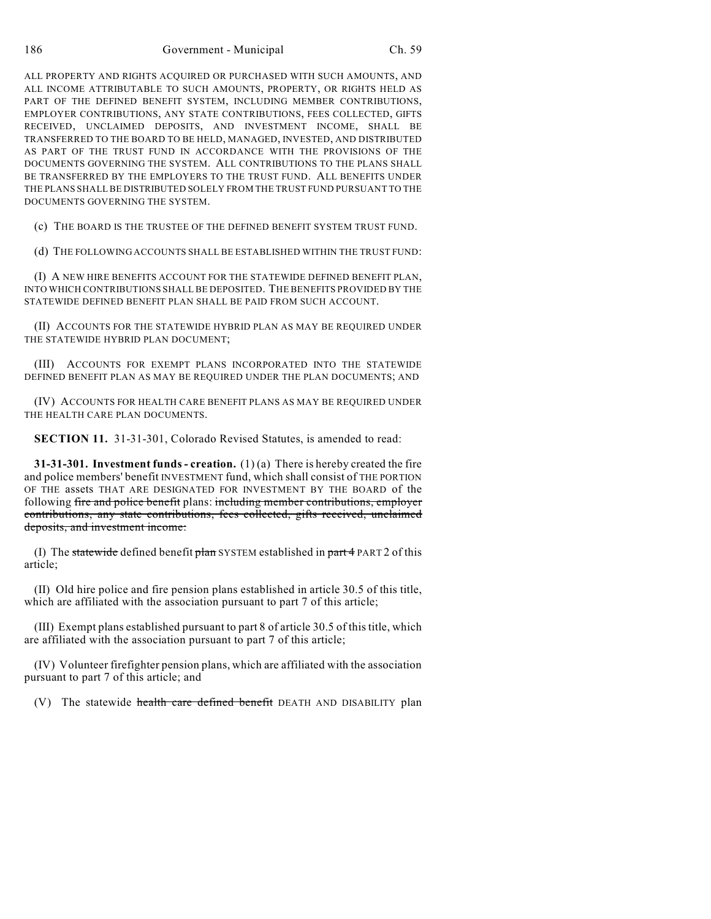ALL PROPERTY AND RIGHTS ACQUIRED OR PURCHASED WITH SUCH AMOUNTS, AND ALL INCOME ATTRIBUTABLE TO SUCH AMOUNTS, PROPERTY, OR RIGHTS HELD AS PART OF THE DEFINED BENEFIT SYSTEM, INCLUDING MEMBER CONTRIBUTIONS, EMPLOYER CONTRIBUTIONS, ANY STATE CONTRIBUTIONS, FEES COLLECTED, GIFTS RECEIVED, UNCLAIMED DEPOSITS, AND INVESTMENT INCOME, SHALL BE TRANSFERRED TO THE BOARD TO BE HELD, MANAGED, INVESTED, AND DISTRIBUTED AS PART OF THE TRUST FUND IN ACCORDANCE WITH THE PROVISIONS OF THE DOCUMENTS GOVERNING THE SYSTEM. ALL CONTRIBUTIONS TO THE PLANS SHALL BE TRANSFERRED BY THE EMPLOYERS TO THE TRUST FUND. ALL BENEFITS UNDER THE PLANS SHALL BE DISTRIBUTED SOLELY FROM THE TRUST FUND PURSUANT TO THE DOCUMENTS GOVERNING THE SYSTEM.

(c) THE BOARD IS THE TRUSTEE OF THE DEFINED BENEFIT SYSTEM TRUST FUND.

(d) THE FOLLOWING ACCOUNTS SHALL BE ESTABLISHED WITHIN THE TRUST FUND:

(I) A NEW HIRE BENEFITS ACCOUNT FOR THE STATEWIDE DEFINED BENEFIT PLAN, INTO WHICH CONTRIBUTIONS SHALL BE DEPOSITED. THE BENEFITS PROVIDED BY THE STATEWIDE DEFINED BENEFIT PLAN SHALL BE PAID FROM SUCH ACCOUNT.

(II) ACCOUNTS FOR THE STATEWIDE HYBRID PLAN AS MAY BE REQUIRED UNDER THE STATEWIDE HYBRID PLAN DOCUMENT;

(III) ACCOUNTS FOR EXEMPT PLANS INCORPORATED INTO THE STATEWIDE DEFINED BENEFIT PLAN AS MAY BE REQUIRED UNDER THE PLAN DOCUMENTS; AND

(IV) ACCOUNTS FOR HEALTH CARE BENEFIT PLANS AS MAY BE REQUIRED UNDER THE HEALTH CARE PLAN DOCUMENTS.

**SECTION 11.** 31-31-301, Colorado Revised Statutes, is amended to read:

**31-31-301. Investment funds - creation.** (1) (a) There is hereby created the fire and police members' benefit INVESTMENT fund, which shall consist of THE PORTION OF THE assets THAT ARE DESIGNATED FOR INVESTMENT BY THE BOARD of the following ~~fire and police benefit~~ plans: ~~including member contributions, employer contributions, any state contributions, fees collected, gifts received, unclaimed deposits, and investment income:~~

(I) The ~~statewide~~ defined benefit ~~plan~~ SYSTEM established in ~~part 4~~ PART 2 of this article;

(II) Old hire police and fire pension plans established in article 30.5 of this title, which are affiliated with the association pursuant to part 7 of this article;

(III) Exempt plans established pursuant to part 8 of article 30.5 of this title, which are affiliated with the association pursuant to part 7 of this article;

(IV) Volunteer firefighter pension plans, which are affiliated with the association pursuant to part 7 of this article; and

(V) The statewide ~~health care defined benefit~~ DEATH AND DISABILITY plan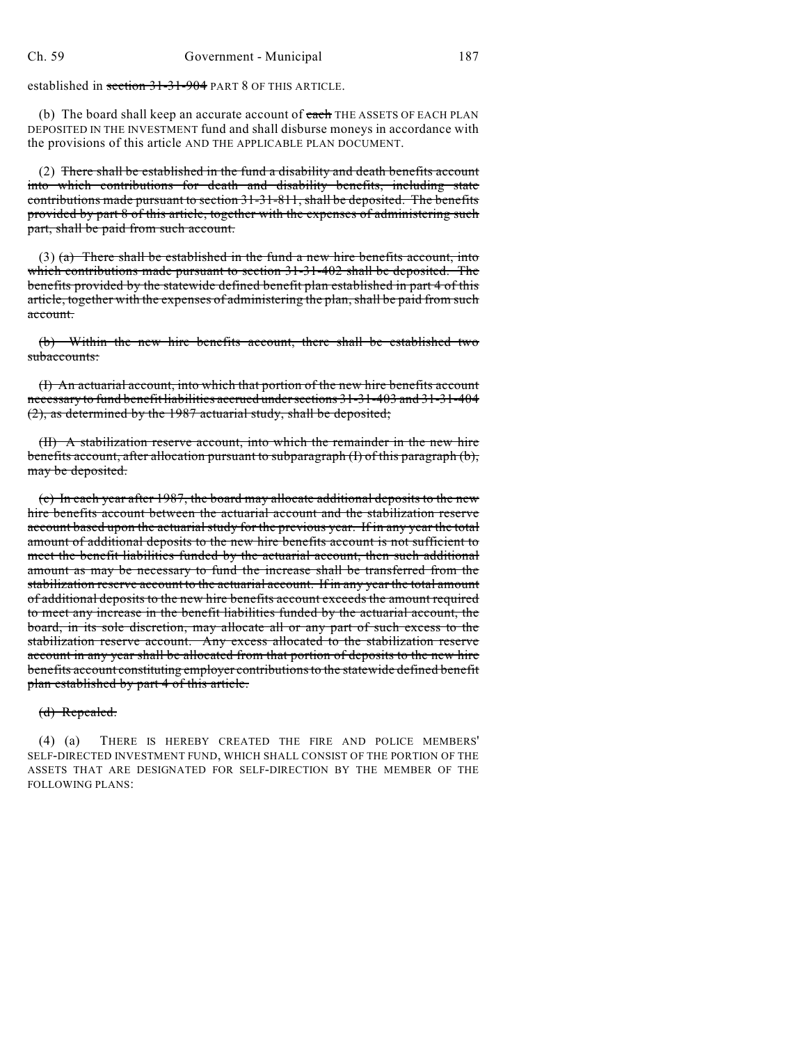established in ~~section 31-31-904~~ PART 8 OF THIS ARTICLE.

(b) The board shall keep an accurate account of ~~each~~ THE ASSETS OF EACH PLAN DEPOSITED IN THE INVESTMENT fund and shall disburse moneys in accordance with the provisions of this article AND THE APPLICABLE PLAN DOCUMENT.

(2) ~~There shall be established in the fund a disability and death benefits account into which contributions for death and disability benefits, including state contributions made pursuant to section 31-31-811, shall be deposited. The benefits provided by part 8 of this article, together with the expenses of administering such part, shall be paid from such account.~~

(3) ~~(a) There shall be established in the fund a new hire benefits account, into which contributions made pursuant to section 31-31-402 shall be deposited. The benefits provided by the statewide defined benefit plan established in part 4 of this article, together with the expenses of administering the plan, shall be paid from such account.~~

~~(b) Within the new hire benefits account, there shall be established two subaccounts:~~

~~(I) An actuarial account, into which that portion of the new hire benefits account necessary to fund benefit liabilities accrued under sections 31-31-403 and 31-31-404 (2), as determined by the 1987 actuarial study, shall be deposited;~~

~~(II) A stabilization reserve account, into which the remainder in the new hire benefits account, after allocation pursuant to subparagraph (I) of this paragraph (b), may be deposited.~~

~~(c) In each year after 1987, the board may allocate additional deposits to the new hire benefits account between the actuarial account and the stabilization reserve account based upon the actuarial study for the previous year. If in any year the total amount of additional deposits to the new hire benefits account is not sufficient to meet the benefit liabilities funded by the actuarial account, then such additional amount as may be necessary to fund the increase shall be transferred from the stabilization reserve account to the actuarial account. If in any year the total amount of additional deposits to the new hire benefits account exceeds the amount required to meet any increase in the benefit liabilities funded by the actuarial account, the board, in its sole discretion, may allocate all or any part of such excess to the stabilization reserve account. Any excess allocated to the stabilization reserve account in any year shall be allocated from that portion of deposits to the new hire benefits account constituting employer contributions to the statewide defined benefit plan established by part 4 of this article.~~

~~(d) Repealed.~~

(4) (a) THERE IS HEREBY CREATED THE FIRE AND POLICE MEMBERS' SELF-DIRECTED INVESTMENT FUND, WHICH SHALL CONSIST OF THE PORTION OF THE ASSETS THAT ARE DESIGNATED FOR SELF-DIRECTION BY THE MEMBER OF THE FOLLOWING PLANS: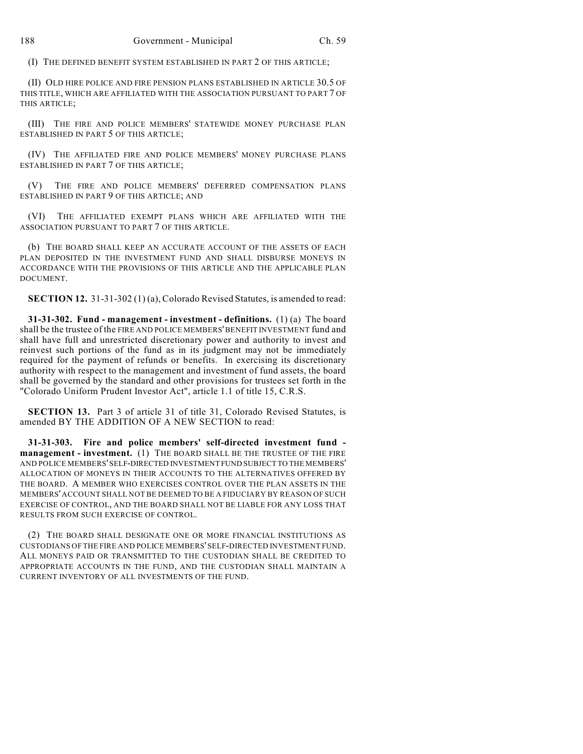(I) THE DEFINED BENEFIT SYSTEM ESTABLISHED IN PART 2 OF THIS ARTICLE;

(II) OLD HIRE POLICE AND FIRE PENSION PLANS ESTABLISHED IN ARTICLE 30.5 OF THIS TITLE, WHICH ARE AFFILIATED WITH THE ASSOCIATION PURSUANT TO PART 7 OF THIS ARTICLE;

(III) THE FIRE AND POLICE MEMBERS' STATEWIDE MONEY PURCHASE PLAN ESTABLISHED IN PART 5 OF THIS ARTICLE;

(IV) THE AFFILIATED FIRE AND POLICE MEMBERS' MONEY PURCHASE PLANS ESTABLISHED IN PART 7 OF THIS ARTICLE;

(V) THE FIRE AND POLICE MEMBERS' DEFERRED COMPENSATION PLANS ESTABLISHED IN PART 9 OF THIS ARTICLE; AND

(VI) THE AFFILIATED EXEMPT PLANS WHICH ARE AFFILIATED WITH THE ASSOCIATION PURSUANT TO PART 7 OF THIS ARTICLE.

(b) THE BOARD SHALL KEEP AN ACCURATE ACCOUNT OF THE ASSETS OF EACH PLAN DEPOSITED IN THE INVESTMENT FUND AND SHALL DISBURSE MONEYS IN ACCORDANCE WITH THE PROVISIONS OF THIS ARTICLE AND THE APPLICABLE PLAN DOCUMENT.

**SECTION 12.** 31-31-302 (1) (a), Colorado Revised Statutes, is amended to read:

**31-31-302. Fund - management - investment - definitions.** (1) (a) The board shall be the trustee of the FIRE AND POLICE MEMBERS' BENEFIT INVESTMENT fund and shall have full and unrestricted discretionary power and authority to invest and reinvest such portions of the fund as in its judgment may not be immediately required for the payment of refunds or benefits. In exercising its discretionary authority with respect to the management and investment of fund assets, the board shall be governed by the standard and other provisions for trustees set forth in the "Colorado Uniform Prudent Investor Act", article 1.1 of title 15, C.R.S.

**SECTION 13.** Part 3 of article 31 of title 31, Colorado Revised Statutes, is amended BY THE ADDITION OF A NEW SECTION to read:

**31-31-303. Fire and police members' self-directed investment fund - management - investment.** (1) THE BOARD SHALL BE THE TRUSTEE OF THE FIRE AND POLICE MEMBERS' SELF-DIRECTED INVESTMENT FUND SUBJECT TO THE MEMBERS' ALLOCATION OF MONEYS IN THEIR ACCOUNTS TO THE ALTERNATIVES OFFERED BY THE BOARD. A MEMBER WHO EXERCISES CONTROL OVER THE PLAN ASSETS IN THE MEMBERS' ACCOUNT SHALL NOT BE DEEMED TO BE A FIDUCIARY BY REASON OF SUCH EXERCISE OF CONTROL, AND THE BOARD SHALL NOT BE LIABLE FOR ANY LOSS THAT RESULTS FROM SUCH EXERCISE OF CONTROL.

(2) THE BOARD SHALL DESIGNATE ONE OR MORE FINANCIAL INSTITUTIONS AS CUSTODIANS OF THE FIRE AND POLICE MEMBERS' SELF-DIRECTED INVESTMENT FUND. ALL MONEYS PAID OR TRANSMITTED TO THE CUSTODIAN SHALL BE CREDITED TO APPROPRIATE ACCOUNTS IN THE FUND, AND THE CUSTODIAN SHALL MAINTAIN A CURRENT INVENTORY OF ALL INVESTMENTS OF THE FUND.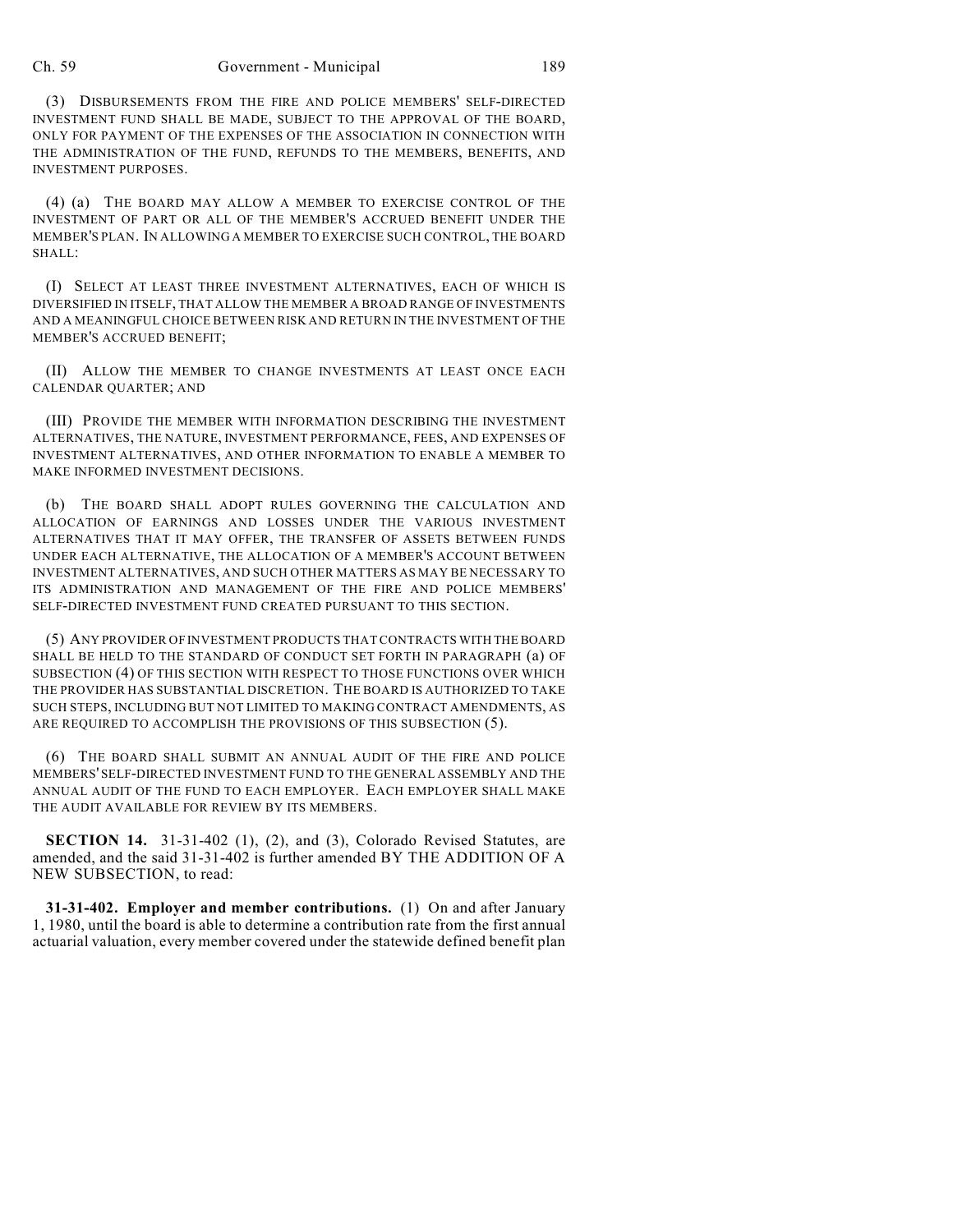(3) DISBURSEMENTS FROM THE FIRE AND POLICE MEMBERS' SELF-DIRECTED INVESTMENT FUND SHALL BE MADE, SUBJECT TO THE APPROVAL OF THE BOARD, ONLY FOR PAYMENT OF THE EXPENSES OF THE ASSOCIATION IN CONNECTION WITH THE ADMINISTRATION OF THE FUND, REFUNDS TO THE MEMBERS, BENEFITS, AND INVESTMENT PURPOSES.

(4) (a) THE BOARD MAY ALLOW A MEMBER TO EXERCISE CONTROL OF THE INVESTMENT OF PART OR ALL OF THE MEMBER'S ACCRUED BENEFIT UNDER THE MEMBER'S PLAN. IN ALLOWING A MEMBER TO EXERCISE SUCH CONTROL, THE BOARD SHALL:

(I) SELECT AT LEAST THREE INVESTMENT ALTERNATIVES, EACH OF WHICH IS DIVERSIFIED IN ITSELF, THAT ALLOW THE MEMBER A BROAD RANGE OF INVESTMENTS AND A MEANINGFUL CHOICE BETWEEN RISK AND RETURN IN THE INVESTMENT OF THE MEMBER'S ACCRUED BENEFIT;

(II) ALLOW THE MEMBER TO CHANGE INVESTMENTS AT LEAST ONCE EACH CALENDAR QUARTER; AND

(III) PROVIDE THE MEMBER WITH INFORMATION DESCRIBING THE INVESTMENT ALTERNATIVES, THE NATURE, INVESTMENT PERFORMANCE, FEES, AND EXPENSES OF INVESTMENT ALTERNATIVES, AND OTHER INFORMATION TO ENABLE A MEMBER TO MAKE INFORMED INVESTMENT DECISIONS.

(b) THE BOARD SHALL ADOPT RULES GOVERNING THE CALCULATION AND ALLOCATION OF EARNINGS AND LOSSES UNDER THE VARIOUS INVESTMENT ALTERNATIVES THAT IT MAY OFFER, THE TRANSFER OF ASSETS BETWEEN FUNDS UNDER EACH ALTERNATIVE, THE ALLOCATION OF A MEMBER'S ACCOUNT BETWEEN INVESTMENT ALTERNATIVES, AND SUCH OTHER MATTERS AS MAY BE NECESSARY TO ITS ADMINISTRATION AND MANAGEMENT OF THE FIRE AND POLICE MEMBERS' SELF-DIRECTED INVESTMENT FUND CREATED PURSUANT TO THIS SECTION.

(5) ANY PROVIDER OF INVESTMENT PRODUCTS THAT CONTRACTS WITH THE BOARD SHALL BE HELD TO THE STANDARD OF CONDUCT SET FORTH IN PARAGRAPH (a) OF SUBSECTION (4) OF THIS SECTION WITH RESPECT TO THOSE FUNCTIONS OVER WHICH THE PROVIDER HAS SUBSTANTIAL DISCRETION. THE BOARD IS AUTHORIZED TO TAKE SUCH STEPS, INCLUDING BUT NOT LIMITED TO MAKING CONTRACT AMENDMENTS, AS ARE REQUIRED TO ACCOMPLISH THE PROVISIONS OF THIS SUBSECTION (5).

(6) THE BOARD SHALL SUBMIT AN ANNUAL AUDIT OF THE FIRE AND POLICE MEMBERS' SELF-DIRECTED INVESTMENT FUND TO THE GENERAL ASSEMBLY AND THE ANNUAL AUDIT OF THE FUND TO EACH EMPLOYER. EACH EMPLOYER SHALL MAKE THE AUDIT AVAILABLE FOR REVIEW BY ITS MEMBERS.

**SECTION 14.** 31-31-402 (1), (2), and (3), Colorado Revised Statutes, are amended, and the said 31-31-402 is further amended BY THE ADDITION OF A NEW SUBSECTION, to read:

**31-31-402. Employer and member contributions.** (1) On and after January 1, 1980, until the board is able to determine a contribution rate from the first annual actuarial valuation, every member covered under the statewide defined benefit plan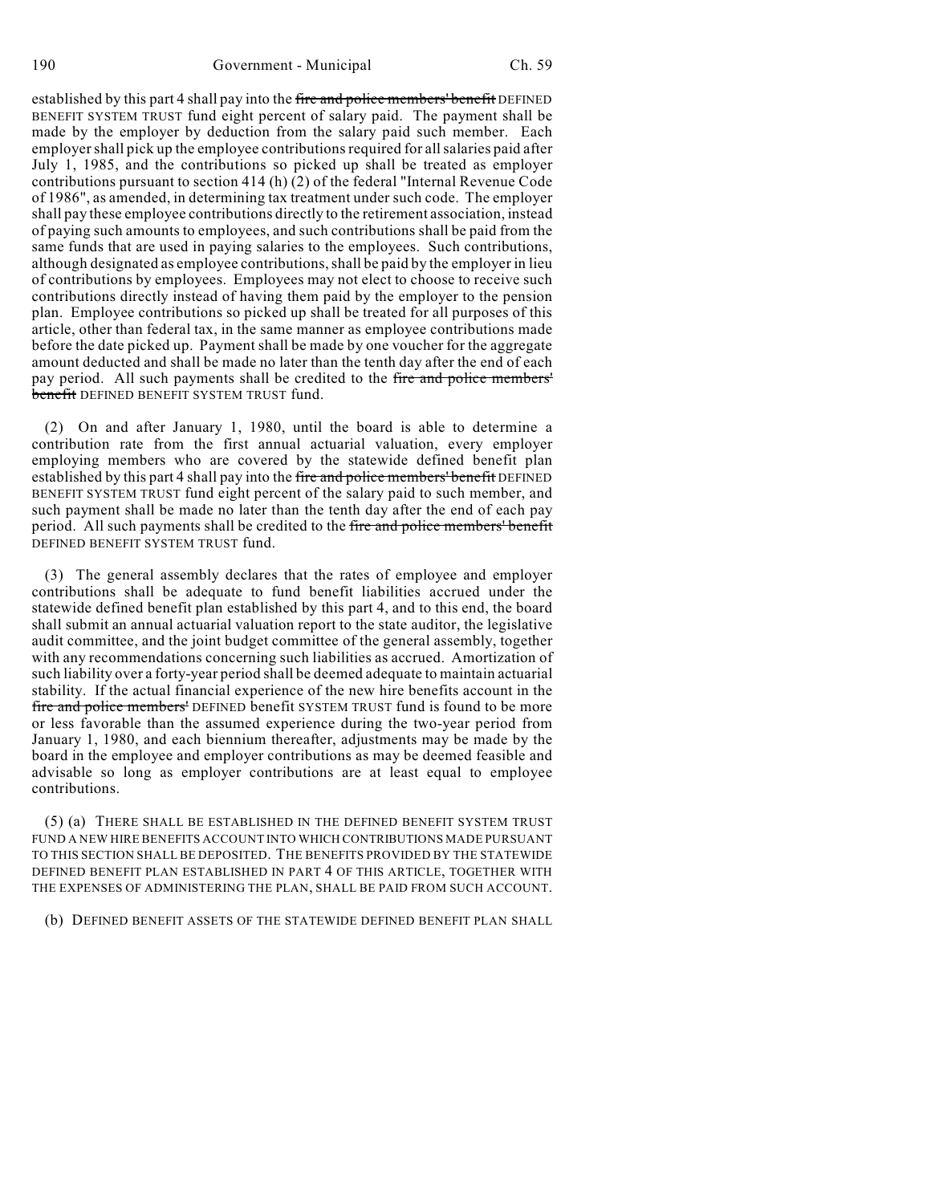established by this part 4 shall pay into the ~~fire and police members' benefit~~ DEFINED BENEFIT SYSTEM TRUST fund eight percent of salary paid. The payment shall be made by the employer by deduction from the salary paid such member. Each employer shall pick up the employee contributions required for all salaries paid after July 1, 1985, and the contributions so picked up shall be treated as employer contributions pursuant to section 414 (h) (2) of the federal "Internal Revenue Code of 1986", as amended, in determining tax treatment under such code. The employer shall pay these employee contributions directly to the retirement association, instead of paying such amounts to employees, and such contributions shall be paid from the same funds that are used in paying salaries to the employees. Such contributions, although designated as employee contributions, shall be paid by the employer in lieu of contributions by employees. Employees may not elect to choose to receive such contributions directly instead of having them paid by the employer to the pension plan. Employee contributions so picked up shall be treated for all purposes of this article, other than federal tax, in the same manner as employee contributions made before the date picked up. Payment shall be made by one voucher for the aggregate amount deducted and shall be made no later than the tenth day after the end of each pay period. All such payments shall be credited to the ~~fire and police members' benefit~~ DEFINED BENEFIT SYSTEM TRUST fund.

(2) On and after January 1, 1980, until the board is able to determine a contribution rate from the first annual actuarial valuation, every employer employing members who are covered by the statewide defined benefit plan established by this part 4 shall pay into the ~~fire and police members' benefit~~ DEFINED BENEFIT SYSTEM TRUST fund eight percent of the salary paid to such member, and such payment shall be made no later than the tenth day after the end of each pay period. All such payments shall be credited to the ~~fire and police members' benefit~~ DEFINED BENEFIT SYSTEM TRUST fund.

(3) The general assembly declares that the rates of employee and employer contributions shall be adequate to fund benefit liabilities accrued under the statewide defined benefit plan established by this part 4, and to this end, the board shall submit an annual actuarial valuation report to the state auditor, the legislative audit committee, and the joint budget committee of the general assembly, together with any recommendations concerning such liabilities as accrued. Amortization of such liability over a forty-year period shall be deemed adequate to maintain actuarial stability. If the actual financial experience of the new hire benefits account in the ~~fire and police members'~~ DEFINED benefit SYSTEM TRUST fund is found to be more or less favorable than the assumed experience during the two-year period from January 1, 1980, and each biennium thereafter, adjustments may be made by the board in the employee and employer contributions as may be deemed feasible and advisable so long as employer contributions are at least equal to employee contributions.

(5) (a) THERE SHALL BE ESTABLISHED IN THE DEFINED BENEFIT SYSTEM TRUST FUND A NEW HIRE BENEFITS ACCOUNT INTO WHICH CONTRIBUTIONS MADE PURSUANT TO THIS SECTION SHALL BE DEPOSITED. THE BENEFITS PROVIDED BY THE STATEWIDE DEFINED BENEFIT PLAN ESTABLISHED IN PART 4 OF THIS ARTICLE, TOGETHER WITH THE EXPENSES OF ADMINISTERING THE PLAN, SHALL BE PAID FROM SUCH ACCOUNT.

(b) DEFINED BENEFIT ASSETS OF THE STATEWIDE DEFINED BENEFIT PLAN SHALL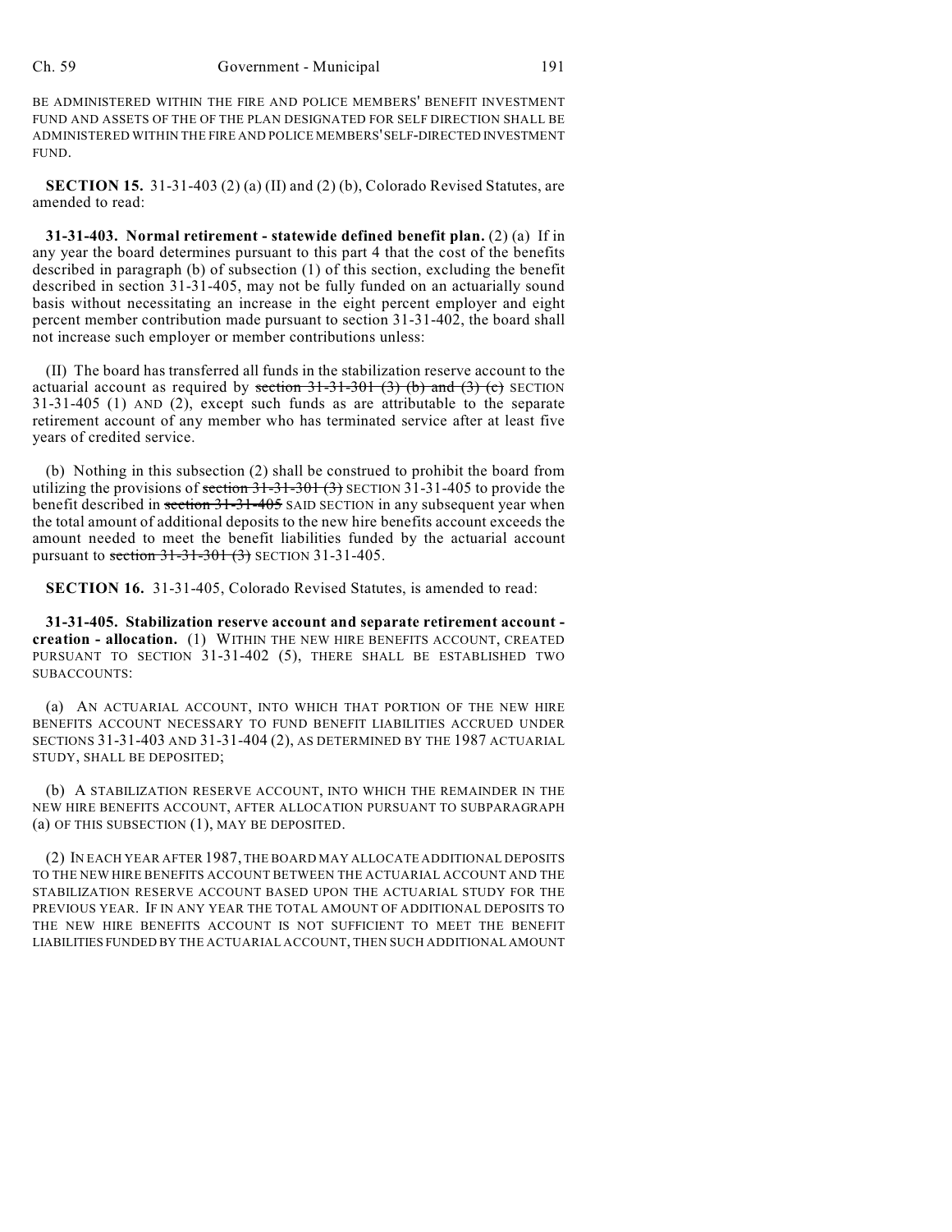BE ADMINISTERED WITHIN THE FIRE AND POLICE MEMBERS' BENEFIT INVESTMENT FUND AND ASSETS OF THE OF THE PLAN DESIGNATED FOR SELF DIRECTION SHALL BE ADMINISTERED WITHIN THE FIRE AND POLICE MEMBERS' SELF-DIRECTED INVESTMENT FUND.

**SECTION 15.** 31-31-403 (2) (a) (II) and (2) (b), Colorado Revised Statutes, are amended to read:

**31-31-403. Normal retirement - statewide defined benefit plan.** (2) (a) If in any year the board determines pursuant to this part 4 that the cost of the benefits described in paragraph (b) of subsection (1) of this section, excluding the benefit described in section 31-31-405, may not be fully funded on an actuarially sound basis without necessitating an increase in the eight percent employer and eight percent member contribution made pursuant to section 31-31-402, the board shall not increase such employer or member contributions unless:

(II) The board has transferred all funds in the stabilization reserve account to the actuarial account as required by ~~section 31-31-301 (3) (b) and (3) (c)~~ SECTION 31-31-405 (1) AND (2), except such funds as are attributable to the separate retirement account of any member who has terminated service after at least five years of credited service.

(b) Nothing in this subsection (2) shall be construed to prohibit the board from utilizing the provisions of ~~section 31-31-301 (3)~~ SECTION 31-31-405 to provide the benefit described in ~~section 31-31-405~~ SAID SECTION in any subsequent year when the total amount of additional deposits to the new hire benefits account exceeds the amount needed to meet the benefit liabilities funded by the actuarial account pursuant to ~~section 31-31-301 (3)~~ SECTION 31-31-405.

**SECTION 16.** 31-31-405, Colorado Revised Statutes, is amended to read:

**31-31-405. Stabilization reserve account and separate retirement account - creation - allocation.** (1) WITHIN THE NEW HIRE BENEFITS ACCOUNT, CREATED PURSUANT TO SECTION 31-31-402 (5), THERE SHALL BE ESTABLISHED TWO SUBACCOUNTS:

(a) AN ACTUARIAL ACCOUNT, INTO WHICH THAT PORTION OF THE NEW HIRE BENEFITS ACCOUNT NECESSARY TO FUND BENEFIT LIABILITIES ACCRUED UNDER SECTIONS 31-31-403 AND 31-31-404 (2), AS DETERMINED BY THE 1987 ACTUARIAL STUDY, SHALL BE DEPOSITED;

(b) A STABILIZATION RESERVE ACCOUNT, INTO WHICH THE REMAINDER IN THE NEW HIRE BENEFITS ACCOUNT, AFTER ALLOCATION PURSUANT TO SUBPARAGRAPH (a) OF THIS SUBSECTION (1), MAY BE DEPOSITED.

(2) IN EACH YEAR AFTER 1987, THE BOARD MAY ALLOCATE ADDITIONAL DEPOSITS TO THE NEW HIRE BENEFITS ACCOUNT BETWEEN THE ACTUARIAL ACCOUNT AND THE STABILIZATION RESERVE ACCOUNT BASED UPON THE ACTUARIAL STUDY FOR THE PREVIOUS YEAR. IF IN ANY YEAR THE TOTAL AMOUNT OF ADDITIONAL DEPOSITS TO THE NEW HIRE BENEFITS ACCOUNT IS NOT SUFFICIENT TO MEET THE BENEFIT LIABILITIES FUNDED BY THE ACTUARIAL ACCOUNT, THEN SUCH ADDITIONAL AMOUNT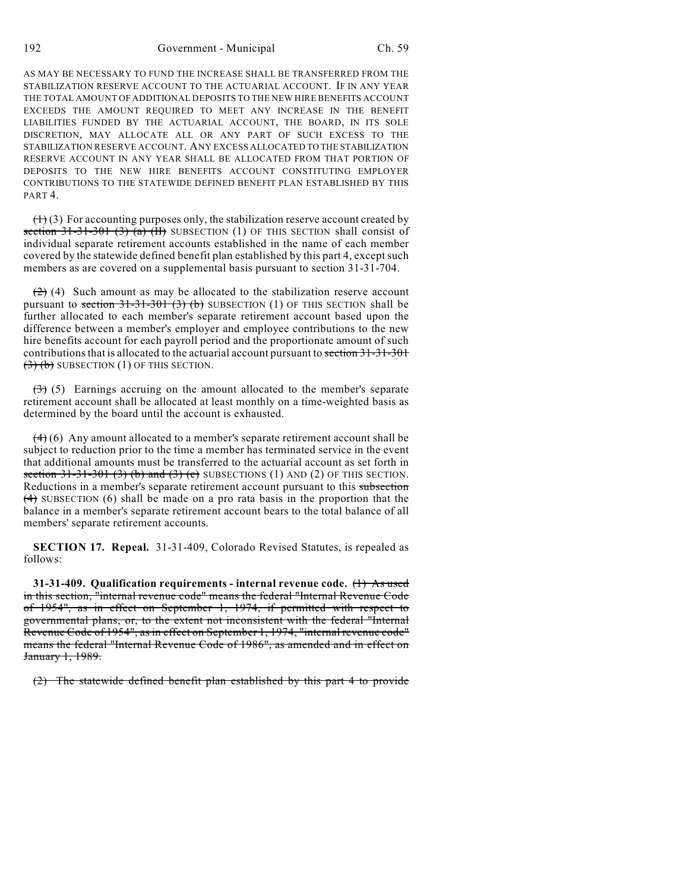AS MAY BE NECESSARY TO FUND THE INCREASE SHALL BE TRANSFERRED FROM THE STABILIZATION RESERVE ACCOUNT TO THE ACTUARIAL ACCOUNT. IF IN ANY YEAR THE TOTAL AMOUNT OF ADDITIONAL DEPOSITS TO THE NEW HIRE BENEFITS ACCOUNT EXCEEDS THE AMOUNT REQUIRED TO MEET ANY INCREASE IN THE BENEFIT LIABILITIES FUNDED BY THE ACTUARIAL ACCOUNT, THE BOARD, IN ITS SOLE DISCRETION, MAY ALLOCATE ALL OR ANY PART OF SUCH EXCESS TO THE STABILIZATION RESERVE ACCOUNT. ANY EXCESS ALLOCATED TO THE STABILIZATION RESERVE ACCOUNT IN ANY YEAR SHALL BE ALLOCATED FROM THAT PORTION OF DEPOSITS TO THE NEW HIRE BENEFITS ACCOUNT CONSTITUTING EMPLOYER CONTRIBUTIONS TO THE STATEWIDE DEFINED BENEFIT PLAN ESTABLISHED BY THIS PART 4.

~~(1)~~ (3) For accounting purposes only, the stabilization reserve account created by ~~section 31-31-301 (3) (a) (II)~~ SUBSECTION (1) OF THIS SECTION shall consist of individual separate retirement accounts established in the name of each member covered by the statewide defined benefit plan established by this part 4, except such members as are covered on a supplemental basis pursuant to section 31-31-704.

~~(2)~~ (4) Such amount as may be allocated to the stabilization reserve account pursuant to ~~section 31-31-301 (3) (b)~~ SUBSECTION (1) OF THIS SECTION shall be further allocated to each member's separate retirement account based upon the difference between a member's employer and employee contributions to the new hire benefits account for each payroll period and the proportionate amount of such contributions that is allocated to the actuarial account pursuant to ~~section 31-31-301 (3) (b)~~ SUBSECTION (1) OF THIS SECTION.

~~(3)~~ (5) Earnings accruing on the amount allocated to the member's separate retirement account shall be allocated at least monthly on a time-weighted basis as determined by the board until the account is exhausted.

~~(4)~~ (6) Any amount allocated to a member's separate retirement account shall be subject to reduction prior to the time a member has terminated service in the event that additional amounts must be transferred to the actuarial account as set forth in ~~section 31-31-301 (3) (b) and (3) (c)~~ SUBSECTIONS (1) AND (2) OF THIS SECTION. Reductions in a member's separate retirement account pursuant to this ~~subsection (4)~~ SUBSECTION (6) shall be made on a pro rata basis in the proportion that the balance in a member's separate retirement account bears to the total balance of all members' separate retirement accounts.

**SECTION 17. Repeal.** 31-31-409, Colorado Revised Statutes, is repealed as follows:

**31-31-409. Qualification requirements - internal revenue code.** ~~(1) As used in this section, "internal revenue code" means the federal "Internal Revenue Code of 1954", as in effect on September 1, 1974, if permitted with respect to governmental plans, or, to the extent not inconsistent with the federal "Internal Revenue Code of 1954", as in effect on September 1, 1974, "internal revenue code" means the federal "Internal Revenue Code of 1986", as amended and in effect on January 1, 1989.~~

~~(2) The statewide defined benefit plan established by this part 4 to provide~~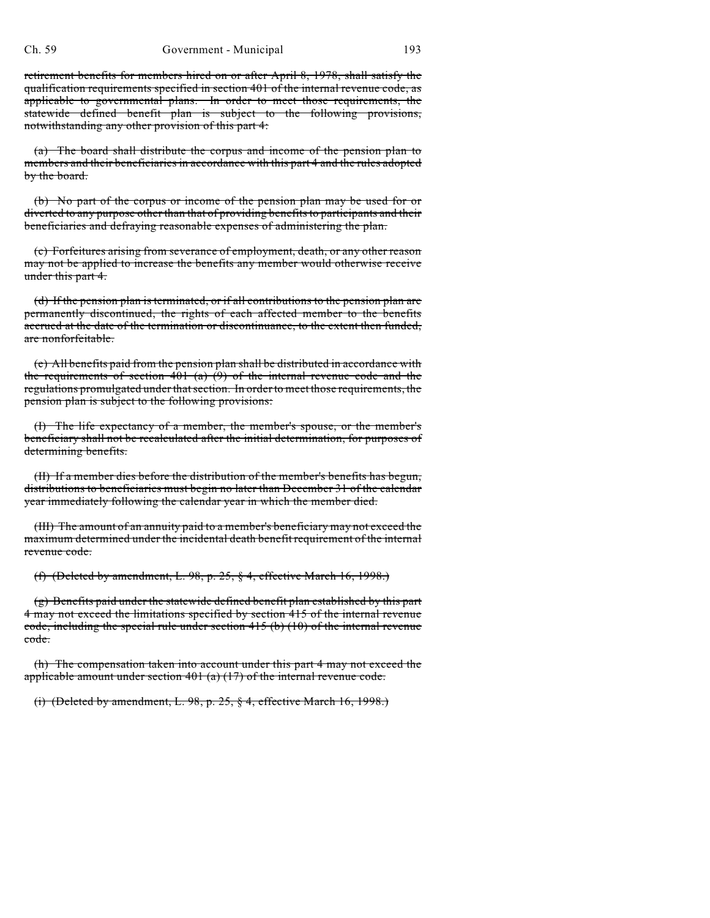~~retirement benefits for members hired on or after April 8, 1978, shall satisfy the qualification requirements specified in section 401 of the internal revenue code, as applicable to governmental plans. In order to meet those requirements, the statewide defined benefit plan is subject to the following provisions, notwithstanding any other provision of this part 4:~~

~~(a) The board shall distribute the corpus and income of the pension plan to members and their beneficiaries in accordance with this part 4 and the rules adopted by the board.~~

~~(b) No part of the corpus or income of the pension plan may be used for or diverted to any purpose other than that of providing benefits to participants and their beneficiaries and defraying reasonable expenses of administering the plan.~~

~~(c) Forfeitures arising from severance of employment, death, or any other reason may not be applied to increase the benefits any member would otherwise receive under this part 4.~~

~~(d) If the pension plan is terminated, or if all contributions to the pension plan are permanently discontinued, the rights of each affected member to the benefits accrued at the date of the termination or discontinuance, to the extent then funded, are nonforfeitable.~~

~~(e) All benefits paid from the pension plan shall be distributed in accordance with the requirements of section 401 (a) (9) of the internal revenue code and the regulations promulgated under that section. In order to meet those requirements, the pension plan is subject to the following provisions:~~

~~(I) The life expectancy of a member, the member's spouse, or the member's beneficiary shall not be recalculated after the initial determination, for purposes of determining benefits.~~

~~(II) If a member dies before the distribution of the member's benefits has begun, distributions to beneficiaries must begin no later than December 31 of the calendar year immediately following the calendar year in which the member died.~~

~~(III) The amount of an annuity paid to a member's beneficiary may not exceed the maximum determined under the incidental death benefit requirement of the internal revenue code.~~

~~(f) (Deleted by amendment, L. 98, p. 25, § 4, effective March 16, 1998.)~~

~~(g) Benefits paid under the statewide defined benefit plan established by this part 4 may not exceed the limitations specified by section 415 of the internal revenue code, including the special rule under section 415 (b) (10) of the internal revenue code.~~

~~(h) The compensation taken into account under this part 4 may not exceed the applicable amount under section 401 (a) (17) of the internal revenue code.~~

~~(i) (Deleted by amendment, L. 98, p. 25, § 4, effective March 16, 1998.)~~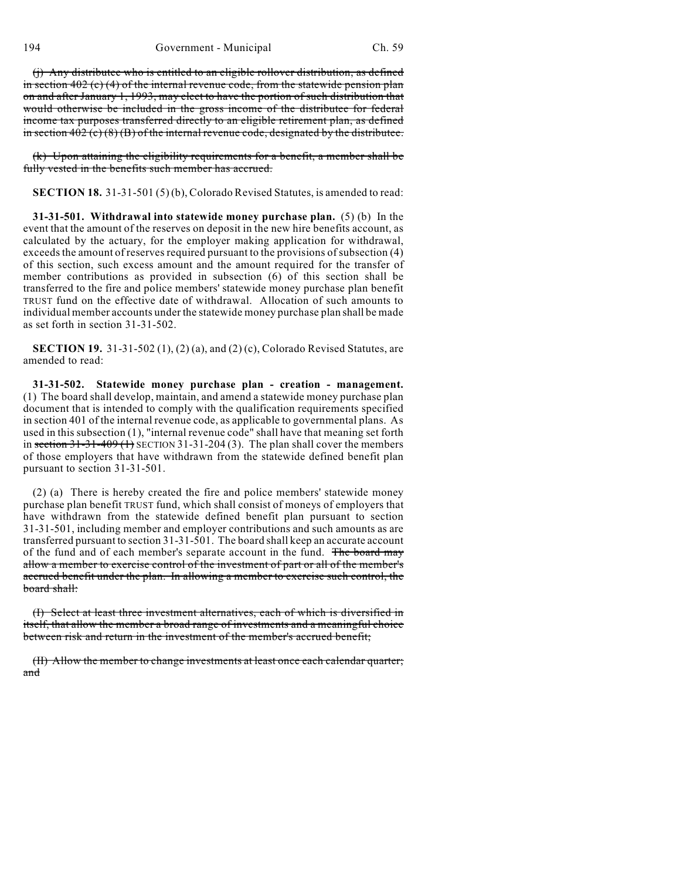~~(j) Any distributee who is entitled to an eligible rollover distribution, as defined in section 402 (c) (4) of the internal revenue code, from the statewide pension plan on and after January 1, 1993, may elect to have the portion of such distribution that would otherwise be included in the gross income of the distributee for federal income tax purposes transferred directly to an eligible retirement plan, as defined in section 402 (c) (8) (B) of the internal revenue code, designated by the distributee.~~

~~(k) Upon attaining the eligibility requirements for a benefit, a member shall be fully vested in the benefits such member has accrued.~~

**SECTION 18.** 31-31-501 (5) (b), Colorado Revised Statutes, is amended to read:

**31-31-501. Withdrawal into statewide money purchase plan.** (5) (b) In the event that the amount of the reserves on deposit in the new hire benefits account, as calculated by the actuary, for the employer making application for withdrawal, exceeds the amount of reserves required pursuant to the provisions of subsection (4) of this section, such excess amount and the amount required for the transfer of member contributions as provided in subsection (6) of this section shall be transferred to the fire and police members' statewide money purchase plan benefit TRUST fund on the effective date of withdrawal. Allocation of such amounts to individual member accounts under the statewide money purchase plan shall be made as set forth in section 31-31-502.

**SECTION 19.** 31-31-502 (1), (2) (a), and (2) (c), Colorado Revised Statutes, are amended to read:

**31-31-502. Statewide money purchase plan - creation - management.** (1) The board shall develop, maintain, and amend a statewide money purchase plan document that is intended to comply with the qualification requirements specified in section 401 of the internal revenue code, as applicable to governmental plans. As used in this subsection (1), "internal revenue code" shall have that meaning set forth in ~~section 31-31-409 (1)~~ SECTION 31-31-204 (3). The plan shall cover the members of those employers that have withdrawn from the statewide defined benefit plan pursuant to section 31-31-501.

(2) (a) There is hereby created the fire and police members' statewide money purchase plan benefit TRUST fund, which shall consist of moneys of employers that have withdrawn from the statewide defined benefit plan pursuant to section 31-31-501, including member and employer contributions and such amounts as are transferred pursuant to section 31-31-501. The board shall keep an accurate account of the fund and of each member's separate account in the fund. ~~The board may allow a member to exercise control of the investment of part or all of the member's accrued benefit under the plan. In allowing a member to exercise such control, the board shall:~~

~~(I) Select at least three investment alternatives, each of which is diversified in itself, that allow the member a broad range of investments and a meaningful choice between risk and return in the investment of the member's accrued benefit;~~

~~(II) Allow the member to change investments at least once each calendar quarter; and~~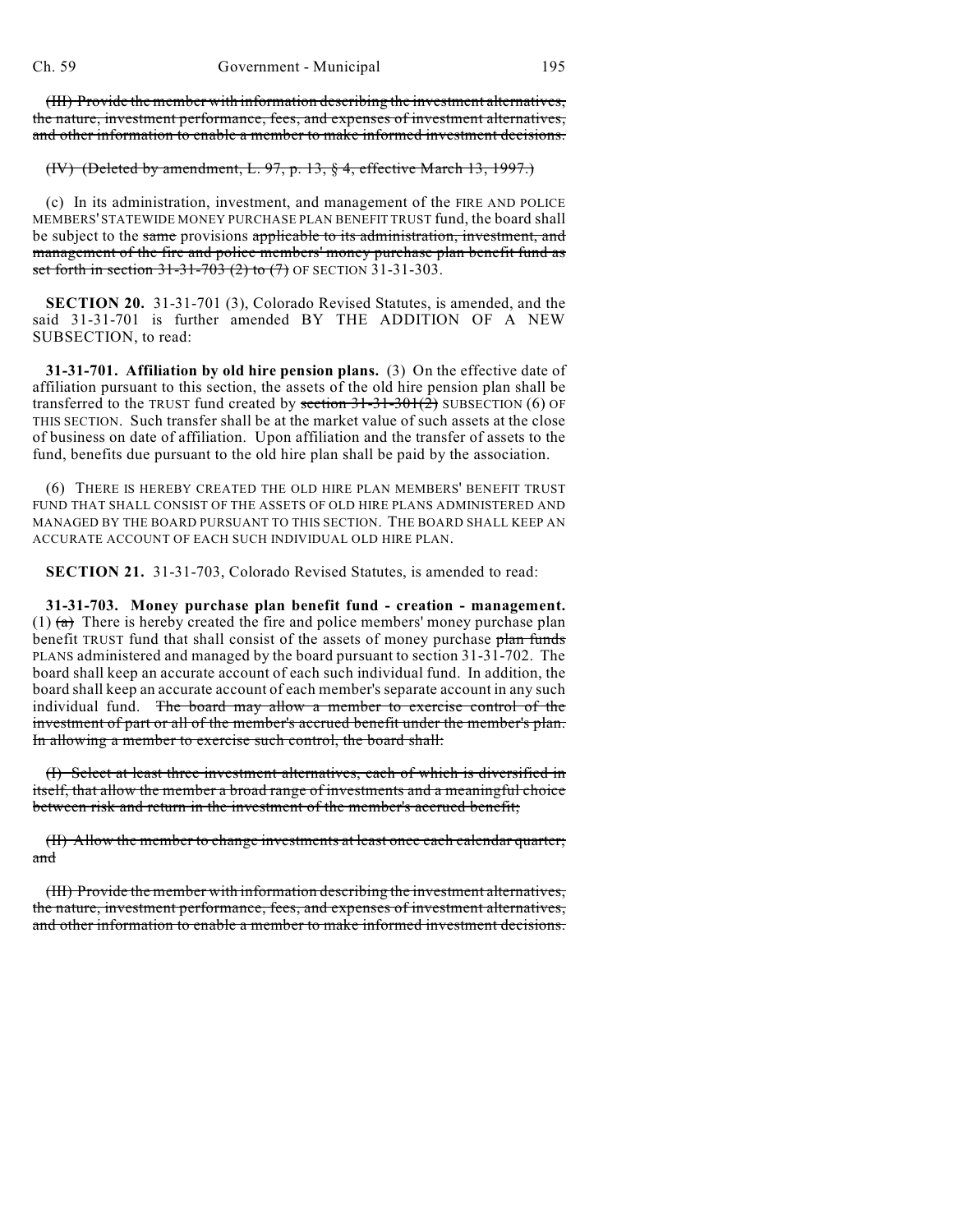(III) Provide the member with information describing the investment alternatives, the nature, investment performance, fees, and expenses of investment alternatives, and other information to enable a member to make informed investment decisions.

(IV) (Deleted by amendment, L. 97, p. 13, § 4, effective March 13, 1997.)

(c) In its administration, investment, and management of the FIRE AND POLICE MEMBERS' STATEWIDE MONEY PURCHASE PLAN BENEFIT TRUST fund, the board shall be subject to the same provisions applicable to its administration, investment, and management of the fire and police members' money purchase plan benefit fund as set forth in section 31-31-703 (2) to (7) OF SECTION 31-31-303.

**SECTION 20.** 31-31-701 (3), Colorado Revised Statutes, is amended, and the said 31-31-701 is further amended BY THE ADDITION OF A NEW SUBSECTION, to read:

**31-31-701. Affiliation by old hire pension plans.** (3) On the effective date of affiliation pursuant to this section, the assets of the old hire pension plan shall be transferred to the TRUST fund created by section 31-31-301(2) SUBSECTION (6) OF THIS SECTION. Such transfer shall be at the market value of such assets at the close of business on date of affiliation. Upon affiliation and the transfer of assets to the fund, benefits due pursuant to the old hire plan shall be paid by the association.

(6) THERE IS HEREBY CREATED THE OLD HIRE PLAN MEMBERS' BENEFIT TRUST FUND THAT SHALL CONSIST OF THE ASSETS OF OLD HIRE PLANS ADMINISTERED AND MANAGED BY THE BOARD PURSUANT TO THIS SECTION. THE BOARD SHALL KEEP AN ACCURATE ACCOUNT OF EACH SUCH INDIVIDUAL OLD HIRE PLAN.

**SECTION 21.** 31-31-703, Colorado Revised Statutes, is amended to read:

**31-31-703. Money purchase plan benefit fund - creation - management.** (1) (a) There is hereby created the fire and police members' money purchase plan benefit TRUST fund that shall consist of the assets of money purchase plan funds PLANS administered and managed by the board pursuant to section 31-31-702. The board shall keep an accurate account of each such individual fund. In addition, the board shall keep an accurate account of each member's separate account in any such individual fund. The board may allow a member to exercise control of the investment of part or all of the member's accrued benefit under the member's plan. In allowing a member to exercise such control, the board shall:

(I) Select at least three investment alternatives, each of which is diversified in itself, that allow the member a broad range of investments and a meaningful choice between risk and return in the investment of the member's accrued benefit;

(II) Allow the member to change investments at least once each calendar quarter; and

(III) Provide the member with information describing the investment alternatives, the nature, investment performance, fees, and expenses of investment alternatives, and other information to enable a member to make informed investment decisions.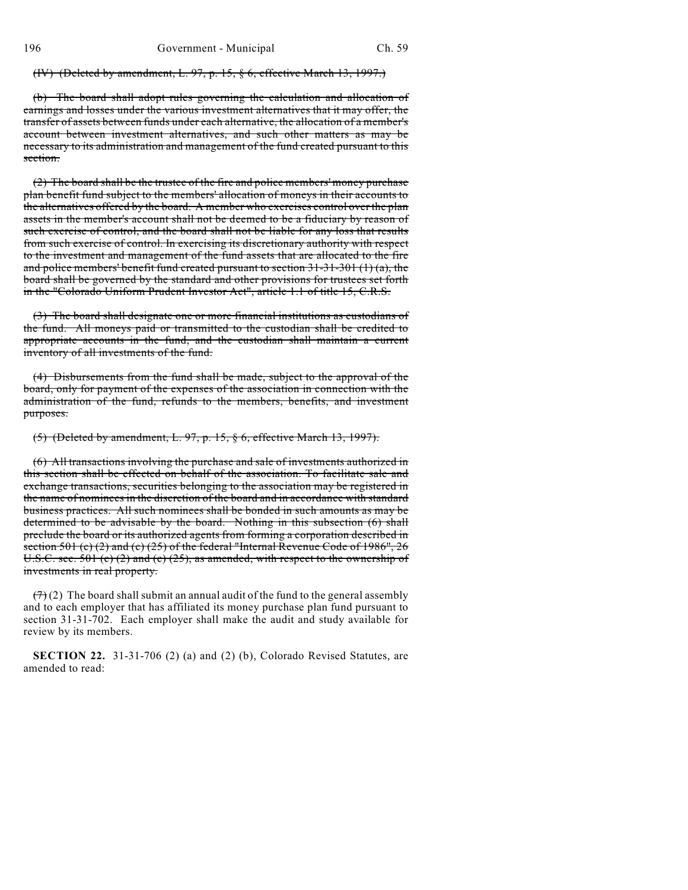~~(IV) (Deleted by amendment, L. 97, p. 15, § 6, effective March 13, 1997.)~~

~~(b) The board shall adopt rules governing the calculation and allocation of earnings and losses under the various investment alternatives that it may offer, the transfer of assets between funds under each alternative, the allocation of a member's account between investment alternatives, and such other matters as may be necessary to its administration and management of the fund created pursuant to this section.~~

~~(2) The board shall be the trustee of the fire and police members' money purchase plan benefit fund subject to the members' allocation of moneys in their accounts to the alternatives offered by the board. A member who exercises control over the plan assets in the member's account shall not be deemed to be a fiduciary by reason of such exercise of control, and the board shall not be liable for any loss that results from such exercise of control. In exercising its discretionary authority with respect to the investment and management of the fund assets that are allocated to the fire and police members' benefit fund created pursuant to section 31-31-301 (1) (a), the board shall be governed by the standard and other provisions for trustees set forth in the "Colorado Uniform Prudent Investor Act", article 1.1 of title 15, C.R.S.~~

~~(3) The board shall designate one or more financial institutions as custodians of the fund. All moneys paid or transmitted to the custodian shall be credited to appropriate accounts in the fund, and the custodian shall maintain a current inventory of all investments of the fund.~~

~~(4) Disbursements from the fund shall be made, subject to the approval of the board, only for payment of the expenses of the association in connection with the administration of the fund, refunds to the members, benefits, and investment purposes.~~

~~(5) (Deleted by amendment, L. 97, p. 15, § 6, effective March 13, 1997).~~

~~(6) All transactions involving the purchase and sale of investments authorized in this section shall be effected on behalf of the association. To facilitate sale and exchange transactions, securities belonging to the association may be registered in the name of nominees in the discretion of the board and in accordance with standard business practices. All such nominees shall be bonded in such amounts as may be determined to be advisable by the board. Nothing in this subsection (6) shall preclude the board or its authorized agents from forming a corporation described in section 501 (c) (2) and (c) (25) of the federal "Internal Revenue Code of 1986", 26 U.S.C. sec. 501 (c) (2) and (c) (25), as amended, with respect to the ownership of investments in real property.~~

~~(7)~~ (2) The board shall submit an annual audit of the fund to the general assembly and to each employer that has affiliated its money purchase plan fund pursuant to section 31-31-702. Each employer shall make the audit and study available for review by its members.

**SECTION 22.** 31-31-706 (2) (a) and (2) (b), Colorado Revised Statutes, are amended to read: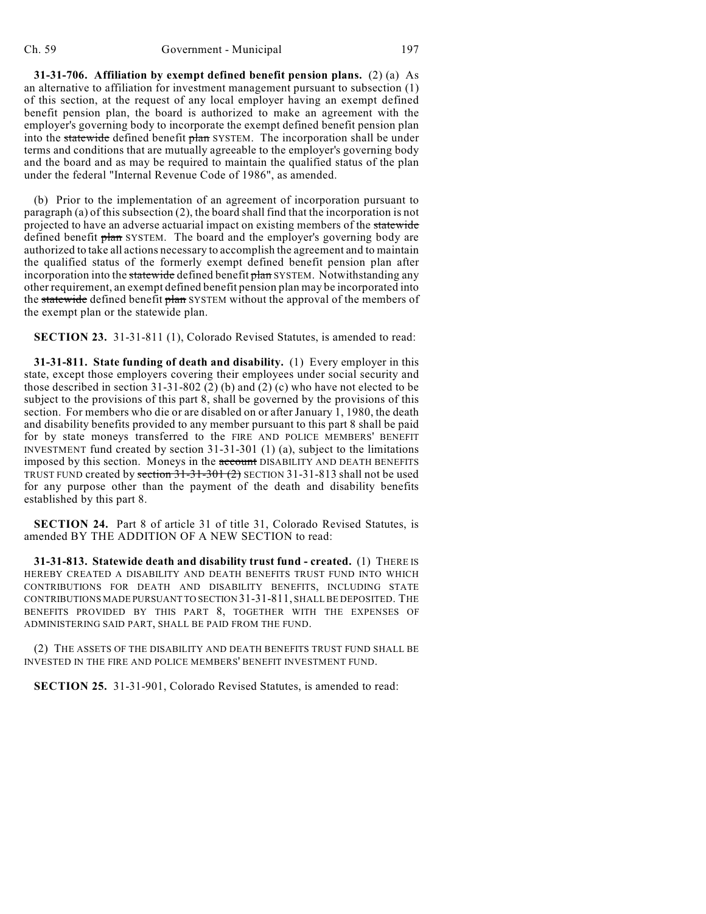**31-31-706. Affiliation by exempt defined benefit pension plans.** (2) (a) As an alternative to affiliation for investment management pursuant to subsection (1) of this section, at the request of any local employer having an exempt defined benefit pension plan, the board is authorized to make an agreement with the employer's governing body to incorporate the exempt defined benefit pension plan into the ~~statewide~~ defined benefit ~~plan~~ SYSTEM. The incorporation shall be under terms and conditions that are mutually agreeable to the employer's governing body and the board and as may be required to maintain the qualified status of the plan under the federal "Internal Revenue Code of 1986", as amended.

(b) Prior to the implementation of an agreement of incorporation pursuant to paragraph (a) of this subsection (2), the board shall find that the incorporation is not projected to have an adverse actuarial impact on existing members of the ~~statewide~~ defined benefit ~~plan~~ SYSTEM. The board and the employer's governing body are authorized to take all actions necessary to accomplish the agreement and to maintain the qualified status of the formerly exempt defined benefit pension plan after incorporation into the ~~statewide~~ defined benefit ~~plan~~ SYSTEM. Notwithstanding any other requirement, an exempt defined benefit pension plan may be incorporated into the ~~statewide~~ defined benefit ~~plan~~ SYSTEM without the approval of the members of the exempt plan or the statewide plan.

**SECTION 23.** 31-31-811 (1), Colorado Revised Statutes, is amended to read:

**31-31-811. State funding of death and disability.** (1) Every employer in this state, except those employers covering their employees under social security and those described in section 31-31-802 (2) (b) and (2) (c) who have not elected to be subject to the provisions of this part 8, shall be governed by the provisions of this section. For members who die or are disabled on or after January 1, 1980, the death and disability benefits provided to any member pursuant to this part 8 shall be paid for by state moneys transferred to the FIRE AND POLICE MEMBERS' BENEFIT INVESTMENT fund created by section 31-31-301 (1) (a), subject to the limitations imposed by this section. Moneys in the ~~account~~ DISABILITY AND DEATH BENEFITS TRUST FUND created by ~~section 31-31-301 (2)~~ SECTION 31-31-813 shall not be used for any purpose other than the payment of the death and disability benefits established by this part 8.

**SECTION 24.** Part 8 of article 31 of title 31, Colorado Revised Statutes, is amended BY THE ADDITION OF A NEW SECTION to read:

**31-31-813. Statewide death and disability trust fund - created.** (1) THERE IS HEREBY CREATED A DISABILITY AND DEATH BENEFITS TRUST FUND INTO WHICH CONTRIBUTIONS FOR DEATH AND DISABILITY BENEFITS, INCLUDING STATE CONTRIBUTIONS MADE PURSUANT TO SECTION 31-31-811, SHALL BE DEPOSITED. THE BENEFITS PROVIDED BY THIS PART 8, TOGETHER WITH THE EXPENSES OF ADMINISTERING SAID PART, SHALL BE PAID FROM THE FUND.

(2) THE ASSETS OF THE DISABILITY AND DEATH BENEFITS TRUST FUND SHALL BE INVESTED IN THE FIRE AND POLICE MEMBERS' BENEFIT INVESTMENT FUND.

**SECTION 25.** 31-31-901, Colorado Revised Statutes, is amended to read: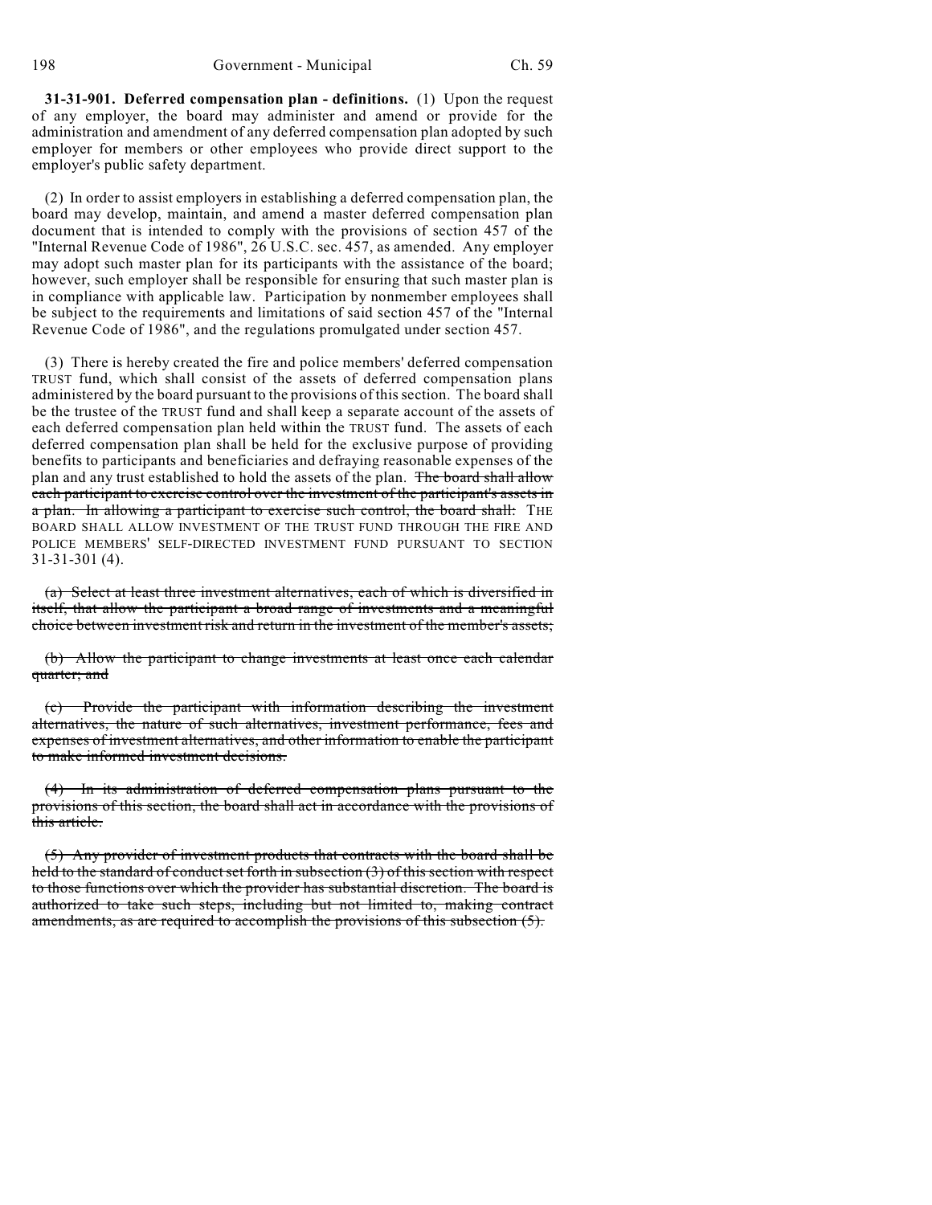**31-31-901. Deferred compensation plan - definitions.** (1) Upon the request of any employer, the board may administer and amend or provide for the administration and amendment of any deferred compensation plan adopted by such employer for members or other employees who provide direct support to the employer's public safety department.

(2) In order to assist employers in establishing a deferred compensation plan, the board may develop, maintain, and amend a master deferred compensation plan document that is intended to comply with the provisions of section 457 of the "Internal Revenue Code of 1986", 26 U.S.C. sec. 457, as amended. Any employer may adopt such master plan for its participants with the assistance of the board; however, such employer shall be responsible for ensuring that such master plan is in compliance with applicable law. Participation by nonmember employees shall be subject to the requirements and limitations of said section 457 of the "Internal Revenue Code of 1986", and the regulations promulgated under section 457.

(3) There is hereby created the fire and police members' deferred compensation TRUST fund, which shall consist of the assets of deferred compensation plans administered by the board pursuant to the provisions of this section. The board shall be the trustee of the TRUST fund and shall keep a separate account of the assets of each deferred compensation plan held within the TRUST fund. The assets of each deferred compensation plan shall be held for the exclusive purpose of providing benefits to participants and beneficiaries and defraying reasonable expenses of the plan and any trust established to hold the assets of the plan. ~~The board shall allow each participant to exercise control over the investment of the participant's assets in a plan. In allowing a participant to exercise such control, the board shall:~~ THE BOARD SHALL ALLOW INVESTMENT OF THE TRUST FUND THROUGH THE FIRE AND POLICE MEMBERS' SELF-DIRECTED INVESTMENT FUND PURSUANT TO SECTION 31-31-301 (4).

~~(a) Select at least three investment alternatives, each of which is diversified in itself, that allow the participant a broad range of investments and a meaningful choice between investment risk and return in the investment of the member's assets;~~

~~(b) Allow the participant to change investments at least once each calendar quarter; and~~

~~(c) Provide the participant with information describing the investment alternatives, the nature of such alternatives, investment performance, fees and expenses of investment alternatives, and other information to enable the participant to make informed investment decisions.~~

~~(4) In its administration of deferred compensation plans pursuant to the provisions of this section, the board shall act in accordance with the provisions of this article.~~

~~(5) Any provider of investment products that contracts with the board shall be held to the standard of conduct set forth in subsection (3) of this section with respect to those functions over which the provider has substantial discretion. The board is authorized to take such steps, including but not limited to, making contract amendments, as are required to accomplish the provisions of this subsection (5).~~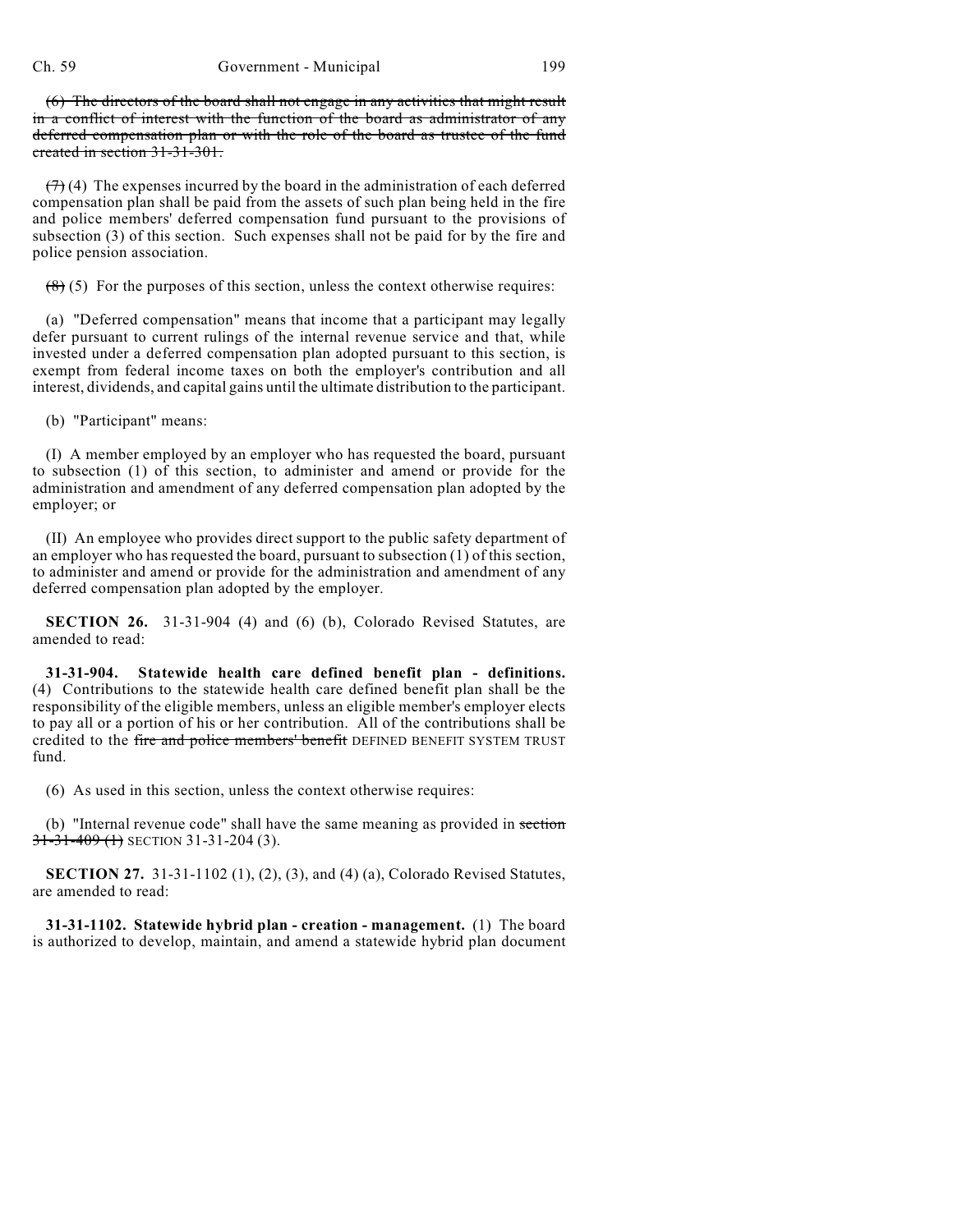~~(6) The directors of the board shall not engage in any activities that might result in a conflict of interest with the function of the board as administrator of any deferred compensation plan or with the role of the board as trustee of the fund created in section 31-31-301.~~

~~(7)~~ (4) The expenses incurred by the board in the administration of each deferred compensation plan shall be paid from the assets of such plan being held in the fire and police members' deferred compensation fund pursuant to the provisions of subsection (3) of this section. Such expenses shall not be paid for by the fire and police pension association.

~~(8)~~ (5) For the purposes of this section, unless the context otherwise requires:

(a) "Deferred compensation" means that income that a participant may legally defer pursuant to current rulings of the internal revenue service and that, while invested under a deferred compensation plan adopted pursuant to this section, is exempt from federal income taxes on both the employer's contribution and all interest, dividends, and capital gains until the ultimate distribution to the participant.

(b) "Participant" means:

(I) A member employed by an employer who has requested the board, pursuant to subsection (1) of this section, to administer and amend or provide for the administration and amendment of any deferred compensation plan adopted by the employer; or

(II) An employee who provides direct support to the public safety department of an employer who has requested the board, pursuant to subsection (1) of this section, to administer and amend or provide for the administration and amendment of any deferred compensation plan adopted by the employer.

**SECTION 26.** 31-31-904 (4) and (6) (b), Colorado Revised Statutes, are amended to read:

**31-31-904. Statewide health care defined benefit plan - definitions.** (4) Contributions to the statewide health care defined benefit plan shall be the responsibility of the eligible members, unless an eligible member's employer elects to pay all or a portion of his or her contribution. All of the contributions shall be credited to the ~~fire and police members' benefit~~ DEFINED BENEFIT SYSTEM TRUST fund.

(6) As used in this section, unless the context otherwise requires:

(b) "Internal revenue code" shall have the same meaning as provided in ~~section 31-31-409 (1)~~ SECTION 31-31-204 (3).

**SECTION 27.** 31-31-1102 (1), (2), (3), and (4) (a), Colorado Revised Statutes, are amended to read:

**31-31-1102. Statewide hybrid plan - creation - management.** (1) The board is authorized to develop, maintain, and amend a statewide hybrid plan document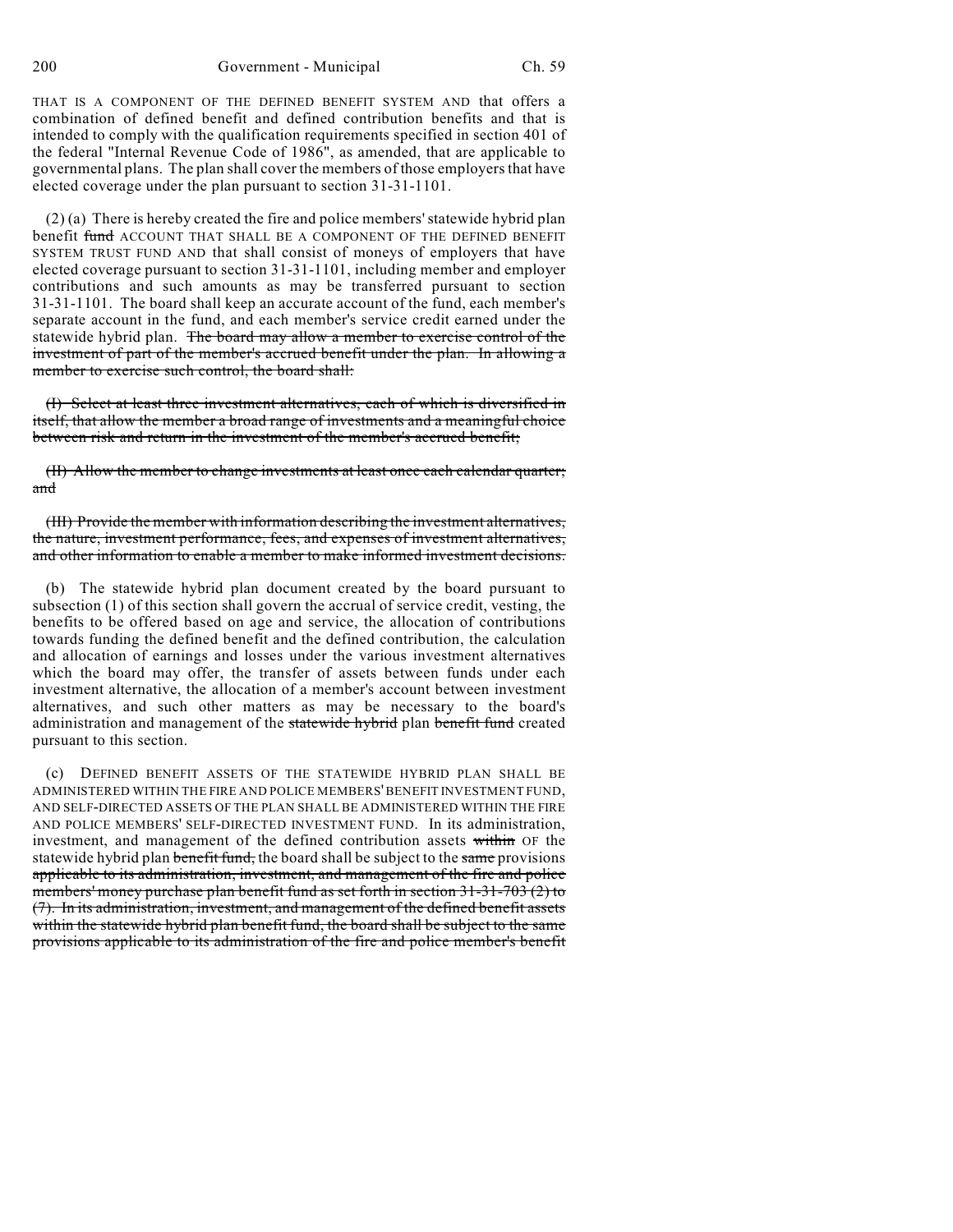THAT IS A COMPONENT OF THE DEFINED BENEFIT SYSTEM AND that offers a combination of defined benefit and defined contribution benefits and that is intended to comply with the qualification requirements specified in section 401 of the federal "Internal Revenue Code of 1986", as amended, that are applicable to governmental plans. The plan shall cover the members of those employers that have elected coverage under the plan pursuant to section 31-31-1101.

(2) (a) There is hereby created the fire and police members' statewide hybrid plan benefit ~~fund~~ ACCOUNT THAT SHALL BE A COMPONENT OF THE DEFINED BENEFIT SYSTEM TRUST FUND AND that shall consist of moneys of employers that have elected coverage pursuant to section 31-31-1101, including member and employer contributions and such amounts as may be transferred pursuant to section 31-31-1101. The board shall keep an accurate account of the fund, each member's separate account in the fund, and each member's service credit earned under the statewide hybrid plan. ~~The board may allow a member to exercise control of the investment of part of the member's accrued benefit under the plan. In allowing a member to exercise such control, the board shall:~~

~~(I) Select at least three investment alternatives, each of which is diversified in itself, that allow the member a broad range of investments and a meaningful choice between risk and return in the investment of the member's accrued benefit;~~

~~(II) Allow the member to change investments at least once each calendar quarter; and~~

~~(III) Provide the member with information describing the investment alternatives, the nature, investment performance, fees, and expenses of investment alternatives, and other information to enable a member to make informed investment decisions.~~

(b) The statewide hybrid plan document created by the board pursuant to subsection (1) of this section shall govern the accrual of service credit, vesting, the benefits to be offered based on age and service, the allocation of contributions towards funding the defined benefit and the defined contribution, the calculation and allocation of earnings and losses under the various investment alternatives which the board may offer, the transfer of assets between funds under each investment alternative, the allocation of a member's account between investment alternatives, and such other matters as may be necessary to the board's administration and management of the ~~statewide hybrid~~ plan ~~benefit fund~~ created pursuant to this section.

(c) DEFINED BENEFIT ASSETS OF THE STATEWIDE HYBRID PLAN SHALL BE ADMINISTERED WITHIN THE FIRE AND POLICE MEMBERS' BENEFIT INVESTMENT FUND, AND SELF-DIRECTED ASSETS OF THE PLAN SHALL BE ADMINISTERED WITHIN THE FIRE AND POLICE MEMBERS' SELF-DIRECTED INVESTMENT FUND. In its administration, investment, and management of the defined contribution assets ~~within~~ OF the statewide hybrid plan ~~benefit fund,~~ the board shall be subject to the ~~same~~ provisions ~~applicable to its administration, investment, and management of the fire and police members' money purchase plan benefit fund as set forth in section 31-31-703 (2) to (7). In its administration, investment, and management of the defined benefit assets within the statewide hybrid plan benefit fund, the board shall be subject to the same provisions applicable to its administration of the fire and police member's benefit~~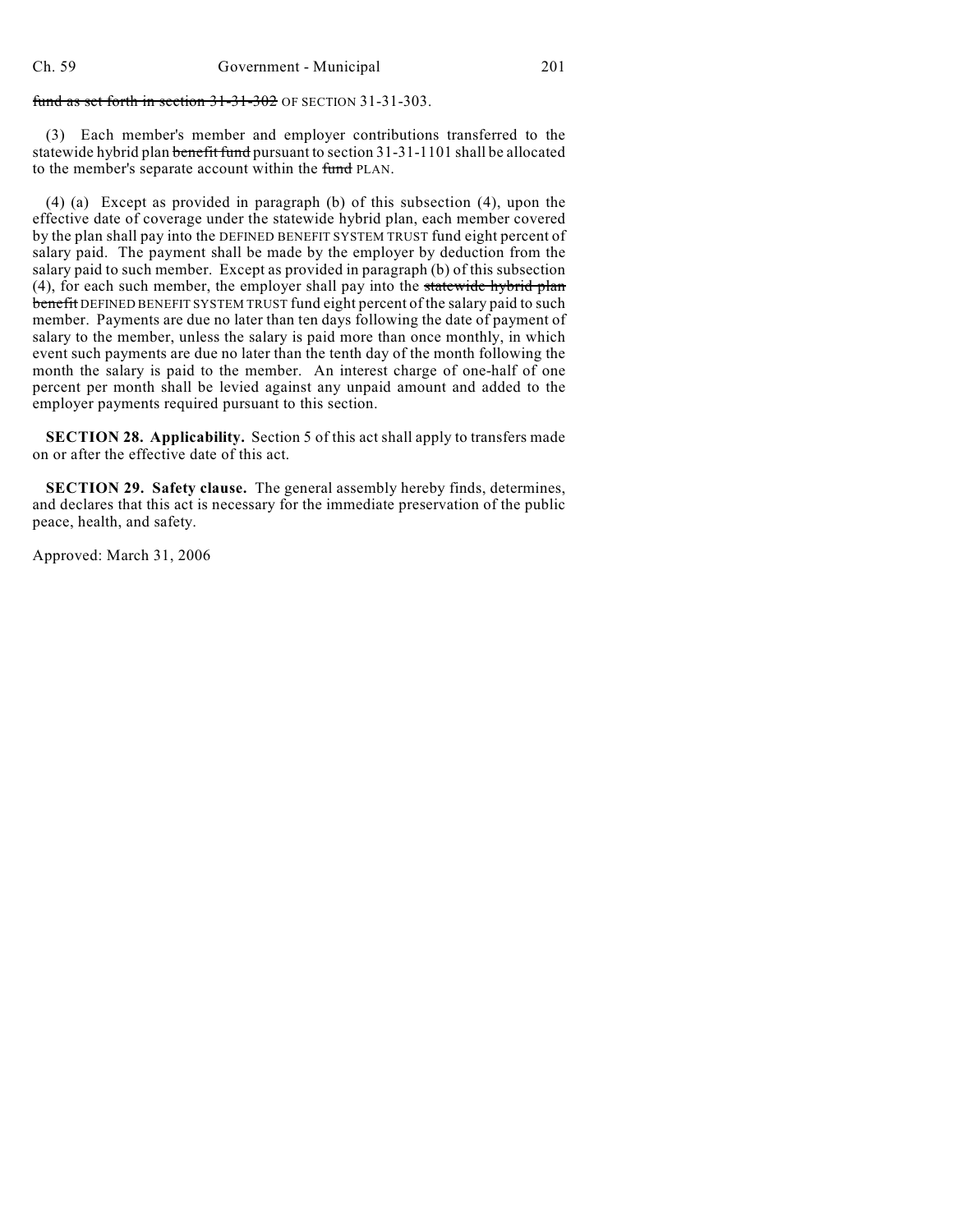~~fund as set forth in section 31-31-302~~ OF SECTION 31-31-303.

(3) Each member's member and employer contributions transferred to the statewide hybrid plan ~~benefit fund~~ pursuant to section 31-31-1101 shall be allocated to the member's separate account within the ~~fund~~ PLAN.

(4) (a) Except as provided in paragraph (b) of this subsection (4), upon the effective date of coverage under the statewide hybrid plan, each member covered by the plan shall pay into the DEFINED BENEFIT SYSTEM TRUST fund eight percent of salary paid. The payment shall be made by the employer by deduction from the salary paid to such member. Except as provided in paragraph (b) of this subsection (4), for each such member, the employer shall pay into the ~~statewide hybrid plan benefit~~ DEFINED BENEFIT SYSTEM TRUST fund eight percent of the salary paid to such member. Payments are due no later than ten days following the date of payment of salary to the member, unless the salary is paid more than once monthly, in which event such payments are due no later than the tenth day of the month following the month the salary is paid to the member. An interest charge of one-half of one percent per month shall be levied against any unpaid amount and added to the employer payments required pursuant to this section.

**SECTION 28. Applicability.** Section 5 of this act shall apply to transfers made on or after the effective date of this act.

**SECTION 29. Safety clause.** The general assembly hereby finds, determines, and declares that this act is necessary for the immediate preservation of the public peace, health, and safety.

Approved: March 31, 2006